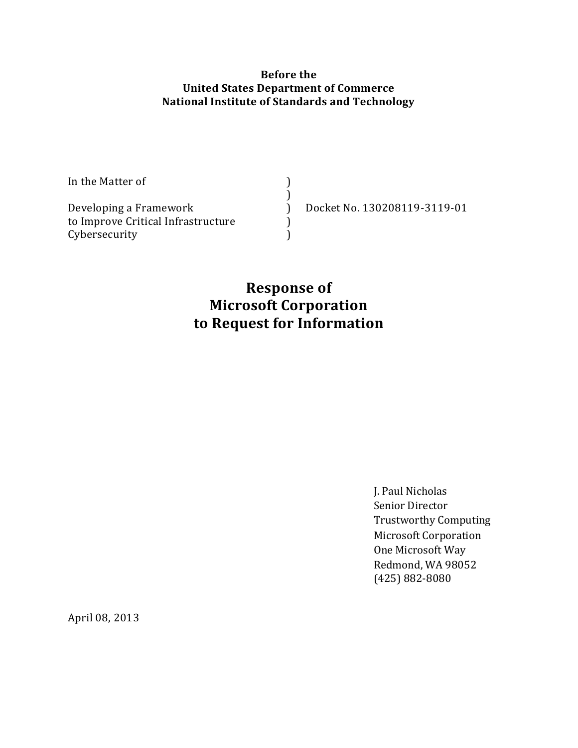**Before the**
**United States Department of Commerce**
**National Institute of Standards and Technology**

| | | |
|---|---|---|
| In the Matter of | ) | |
| | ) | |
| Developing a Framework | ) | Docket No. 130208119-3119-01 |
| to Improve Critical Infrastructure | ) | |
| Cybersecurity | ) | |

# Response of Microsoft Corporation to Request for Information

J. Paul Nicholas
Senior Director
Trustworthy Computing
Microsoft Corporation
One Microsoft Way
Redmond, WA 98052
(425) 882-8080

April 08, 2013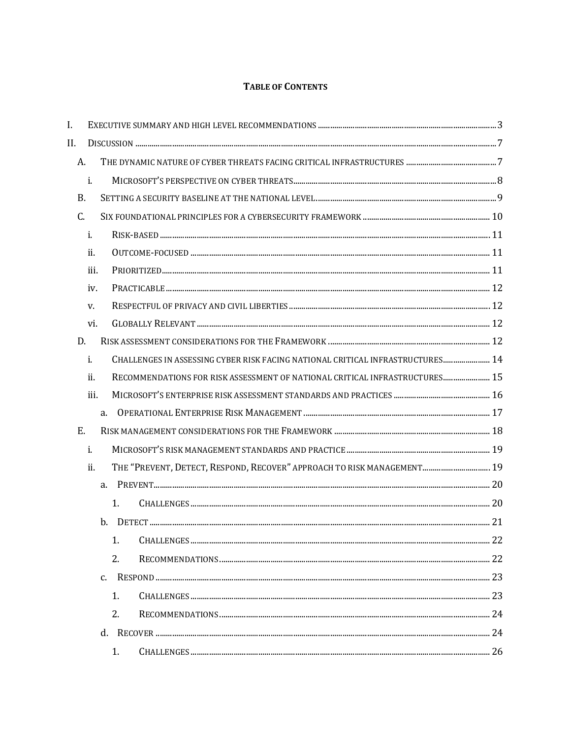## TABLE OF CONTENTS

- I. EXECUTIVE SUMMARY AND HIGH LEVEL RECOMMENDATIONS ..... 3
- II. DISCUSSION ..... 7
  - A. THE DYNAMIC NATURE OF CYBER THREATS FACING CRITICAL INFRASTRUCTURES ..... 7
    - i. MICROSOFT'S PERSPECTIVE ON CYBER THREATS ..... 8
  - B. SETTING A SECURITY BASELINE AT THE NATIONAL LEVEL ..... 9
  - C. SIX FOUNDATIONAL PRINCIPLES FOR A CYBERSECURITY FRAMEWORK ..... 10
    - i. RISK-BASED ..... 11
    - ii. OUTCOME-FOCUSED ..... 11
    - iii. PRIORITIZED ..... 11
    - iv. PRACTICABLE ..... 12
    - v. RESPECTFUL OF PRIVACY AND CIVIL LIBERTIES ..... 12
    - vi. GLOBALLY RELEVANT ..... 12
  - D. RISK ASSESSMENT CONSIDERATIONS FOR THE FRAMEWORK ..... 12
    - i. CHALLENGES IN ASSESSING CYBER RISK FACING NATIONAL CRITICAL INFRASTRUCTURES ..... 14
    - ii. RECOMMENDATIONS FOR RISK ASSESSMENT OF NATIONAL CRITICAL INFRASTRUCTURES ..... 15
    - iii. MICROSOFT'S ENTERPRISE RISK ASSESSMENT STANDARDS AND PRACTICES ..... 16
      - a. OPERATIONAL ENTERPRISE RISK MANAGEMENT ..... 17
  - E. RISK MANAGEMENT CONSIDERATIONS FOR THE FRAMEWORK ..... 18
    - i. MICROSOFT'S RISK MANAGEMENT STANDARDS AND PRACTICE ..... 19
    - ii. THE "PREVENT, DETECT, RESPOND, RECOVER" APPROACH TO RISK MANAGEMENT ..... 19
      - a. PREVENT ..... 20
        - 1. CHALLENGES ..... 20
      - b. DETECT ..... 21
        - 1. CHALLENGES ..... 22
        - 2. RECOMMENDATIONS ..... 22
      - c. RESPOND ..... 23
        - 1. CHALLENGES ..... 23
        - 2. RECOMMENDATIONS ..... 24
      - d. RECOVER ..... 24
        - 1. CHALLENGES ..... 26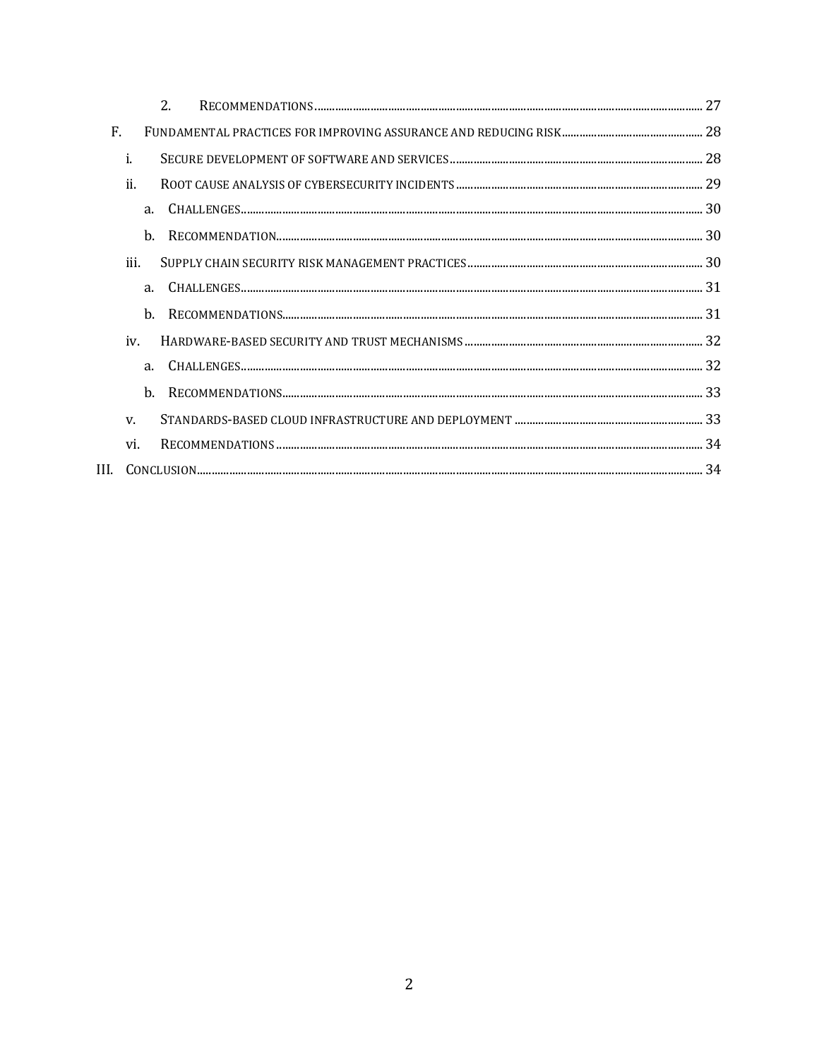- 2. RECOMMENDATIONS ........ 27
- F. FUNDAMENTAL PRACTICES FOR IMPROVING ASSURANCE AND REDUCING RISK ........ 28
  - i. SECURE DEVELOPMENT OF SOFTWARE AND SERVICES ........ 28
  - ii. ROOT CAUSE ANALYSIS OF CYBERSECURITY INCIDENTS ........ 29
    - a. CHALLENGES ........ 30
    - b. RECOMMENDATION ........ 30
  - iii. SUPPLY CHAIN SECURITY RISK MANAGEMENT PRACTICES ........ 30
    - a. CHALLENGES ........ 31
    - b. RECOMMENDATIONS ........ 31
  - iv. HARDWARE-BASED SECURITY AND TRUST MECHANISMS ........ 32
    - a. CHALLENGES ........ 32
    - b. RECOMMENDATIONS ........ 33
  - v. STANDARDS-BASED CLOUD INFRASTRUCTURE AND DEPLOYMENT ........ 33
  - vi. RECOMMENDATIONS ........ 34
- III. CONCLUSION ........ 34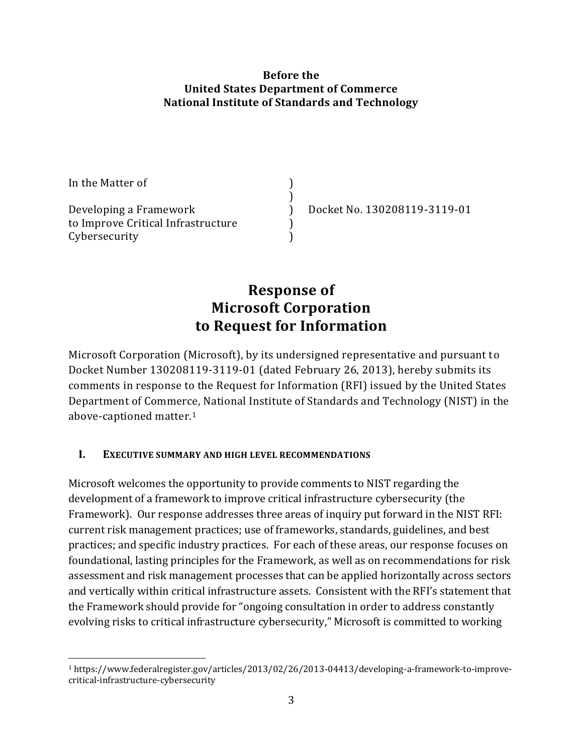**Before the**
**United States Department of Commerce**
**National Institute of Standards and Technology**

| | | |
|---|---|---|
| In the Matter of | ) | |
| | ) | |
| Developing a Framework | ) | Docket No. 130208119-3119-01 |
| to Improve Critical Infrastructure | ) | |
| Cybersecurity | ) | |

# Response of Microsoft Corporation to Request for Information

Microsoft Corporation (Microsoft), by its undersigned representative and pursuant to Docket Number 130208119-3119-01 (dated February 26, 2013), hereby submits its comments in response to the Request for Information (RFI) issued by the United States Department of Commerce, National Institute of Standards and Technology (NIST) in the above-captioned matter.[1]

## I. EXECUTIVE SUMMARY AND HIGH LEVEL RECOMMENDATIONS

Microsoft welcomes the opportunity to provide comments to NIST regarding the development of a framework to improve critical infrastructure cybersecurity (the Framework). Our response addresses three areas of inquiry put forward in the NIST RFI: current risk management practices; use of frameworks, standards, guidelines, and best practices; and specific industry practices. For each of these areas, our response focuses on foundational, lasting principles for the Framework, as well as on recommendations for risk assessment and risk management processes that can be applied horizontally across sectors and vertically within critical infrastructure assets. Consistent with the RFI's statement that the Framework should provide for "ongoing consultation in order to address constantly evolving risks to critical infrastructure cybersecurity," Microsoft is committed to working

[1] https://www.federalregister.gov/articles/2013/02/26/2013-04413/developing-a-framework-to-improve-critical-infrastructure-cybersecurity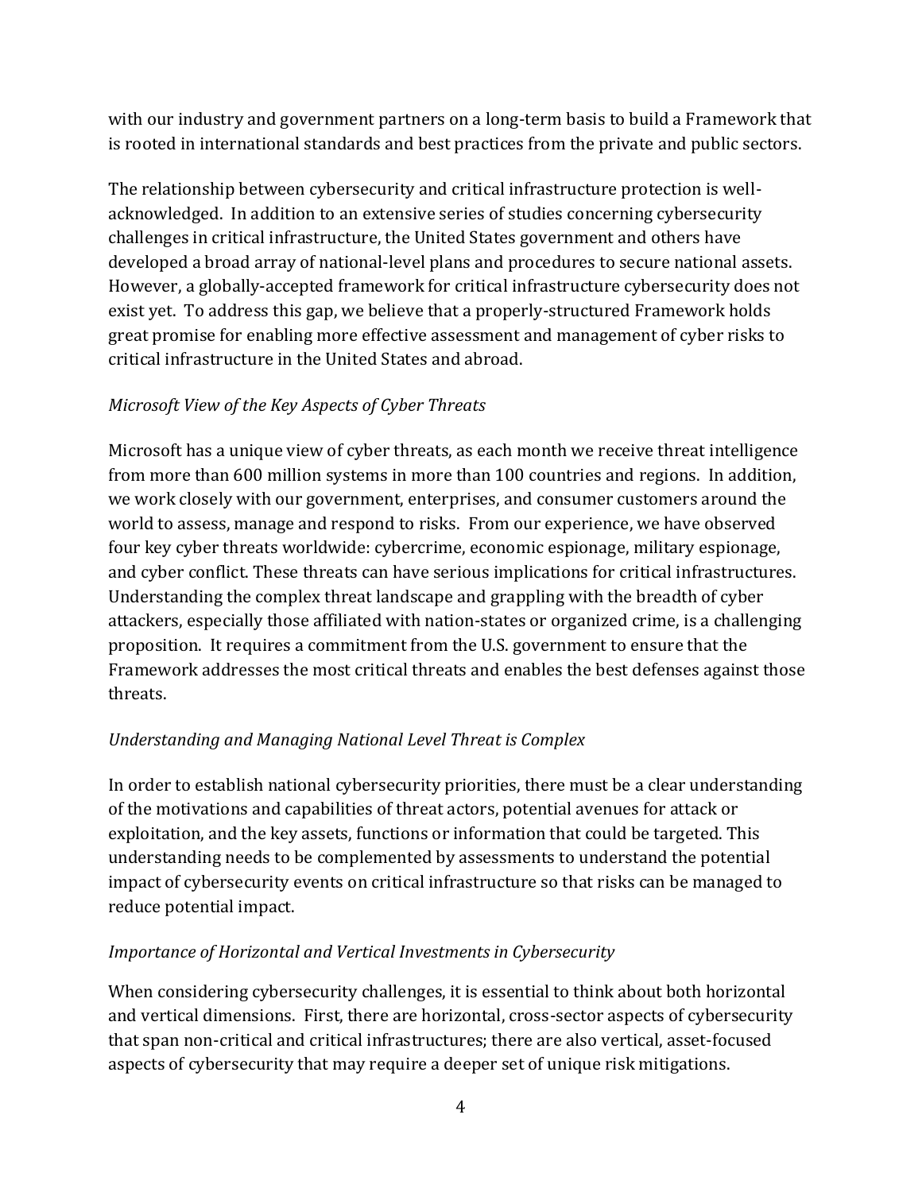with our industry and government partners on a long-term basis to build a Framework that is rooted in international standards and best practices from the private and public sectors.

The relationship between cybersecurity and critical infrastructure protection is well-acknowledged. In addition to an extensive series of studies concerning cybersecurity challenges in critical infrastructure, the United States government and others have developed a broad array of national-level plans and procedures to secure national assets. However, a globally-accepted framework for critical infrastructure cybersecurity does not exist yet. To address this gap, we believe that a properly-structured Framework holds great promise for enabling more effective assessment and management of cyber risks to critical infrastructure in the United States and abroad.

*Microsoft View of the Key Aspects of Cyber Threats*

Microsoft has a unique view of cyber threats, as each month we receive threat intelligence from more than 600 million systems in more than 100 countries and regions. In addition, we work closely with our government, enterprises, and consumer customers around the world to assess, manage and respond to risks. From our experience, we have observed four key cyber threats worldwide: cybercrime, economic espionage, military espionage, and cyber conflict. These threats can have serious implications for critical infrastructures. Understanding the complex threat landscape and grappling with the breadth of cyber attackers, especially those affiliated with nation-states or organized crime, is a challenging proposition. It requires a commitment from the U.S. government to ensure that the Framework addresses the most critical threats and enables the best defenses against those threats.

*Understanding and Managing National Level Threat is Complex*

In order to establish national cybersecurity priorities, there must be a clear understanding of the motivations and capabilities of threat actors, potential avenues for attack or exploitation, and the key assets, functions or information that could be targeted. This understanding needs to be complemented by assessments to understand the potential impact of cybersecurity events on critical infrastructure so that risks can be managed to reduce potential impact.

*Importance of Horizontal and Vertical Investments in Cybersecurity*

When considering cybersecurity challenges, it is essential to think about both horizontal and vertical dimensions. First, there are horizontal, cross-sector aspects of cybersecurity that span non-critical and critical infrastructures; there are also vertical, asset-focused aspects of cybersecurity that may require a deeper set of unique risk mitigations.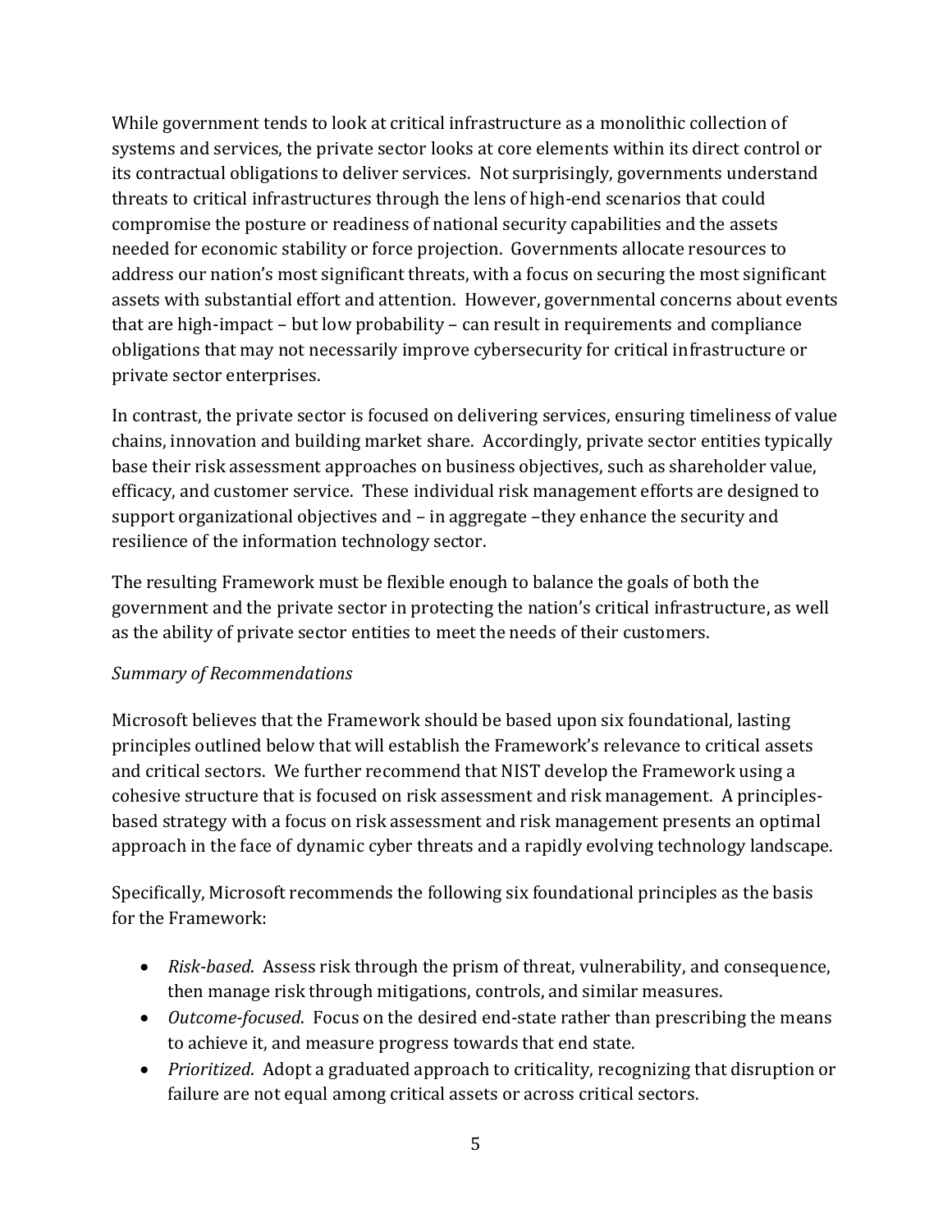While government tends to look at critical infrastructure as a monolithic collection of systems and services, the private sector looks at core elements within its direct control or its contractual obligations to deliver services. Not surprisingly, governments understand threats to critical infrastructures through the lens of high-end scenarios that could compromise the posture or readiness of national security capabilities and the assets needed for economic stability or force projection. Governments allocate resources to address our nation's most significant threats, with a focus on securing the most significant assets with substantial effort and attention. However, governmental concerns about events that are high-impact – but low probability – can result in requirements and compliance obligations that may not necessarily improve cybersecurity for critical infrastructure or private sector enterprises.

In contrast, the private sector is focused on delivering services, ensuring timeliness of value chains, innovation and building market share. Accordingly, private sector entities typically base their risk assessment approaches on business objectives, such as shareholder value, efficacy, and customer service. These individual risk management efforts are designed to support organizational objectives and – in aggregate –they enhance the security and resilience of the information technology sector.

The resulting Framework must be flexible enough to balance the goals of both the government and the private sector in protecting the nation's critical infrastructure, as well as the ability of private sector entities to meet the needs of their customers.

*Summary of Recommendations*

Microsoft believes that the Framework should be based upon six foundational, lasting principles outlined below that will establish the Framework's relevance to critical assets and critical sectors. We further recommend that NIST develop the Framework using a cohesive structure that is focused on risk assessment and risk management. A principles-based strategy with a focus on risk assessment and risk management presents an optimal approach in the face of dynamic cyber threats and a rapidly evolving technology landscape.

Specifically, Microsoft recommends the following six foundational principles as the basis for the Framework:

- *Risk-based*. Assess risk through the prism of threat, vulnerability, and consequence, then manage risk through mitigations, controls, and similar measures.
- *Outcome-focused*. Focus on the desired end-state rather than prescribing the means to achieve it, and measure progress towards that end state.
- *Prioritized*. Adopt a graduated approach to criticality, recognizing that disruption or failure are not equal among critical assets or across critical sectors.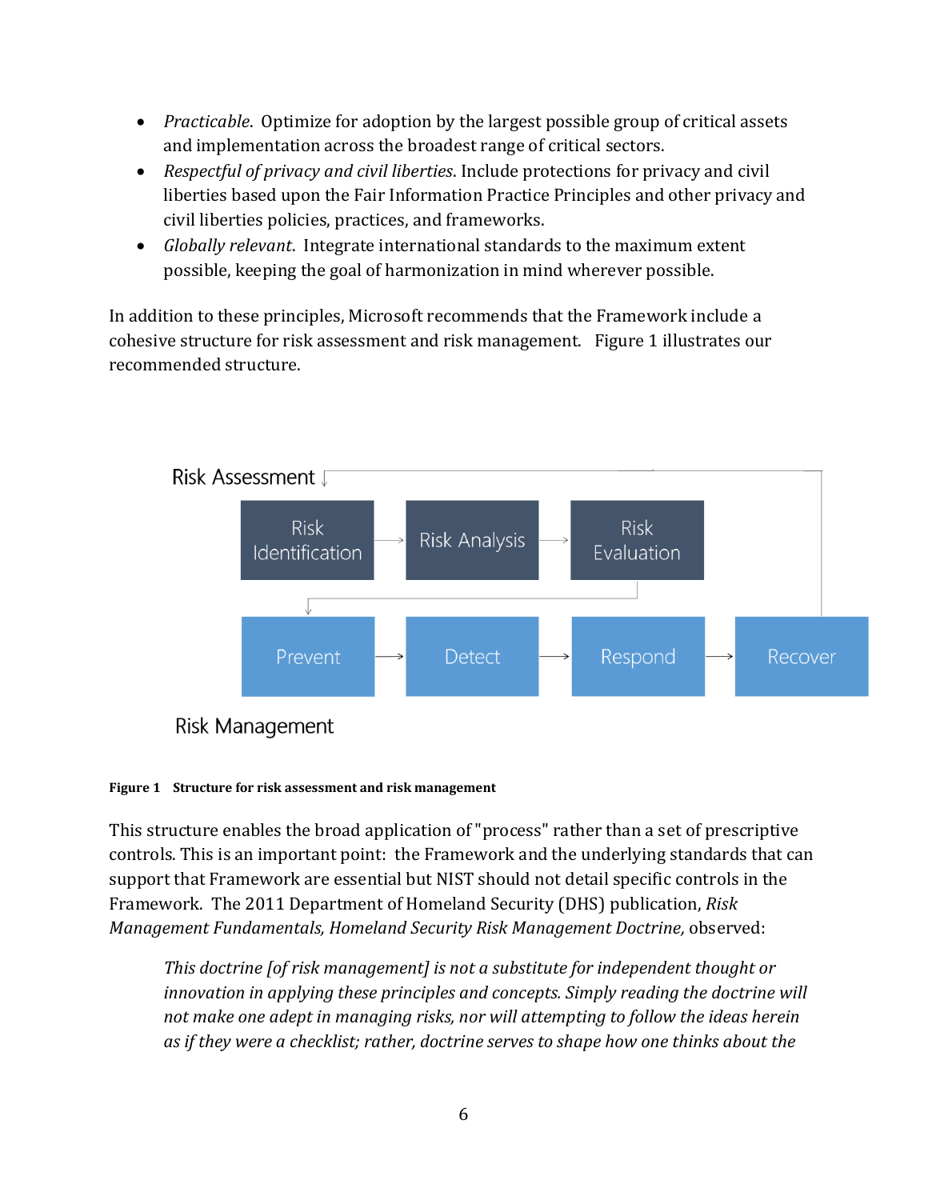- *Practicable*. Optimize for adoption by the largest possible group of critical assets and implementation across the broadest range of critical sectors.
- *Respectful of privacy and civil liberties*. Include protections for privacy and civil liberties based upon the Fair Information Practice Principles and other privacy and civil liberties policies, practices, and frameworks.
- *Globally relevant*. Integrate international standards to the maximum extent possible, keeping the goal of harmonization in mind wherever possible.

In addition to these principles, Microsoft recommends that the Framework include a cohesive structure for risk assessment and risk management. Figure 1 illustrates our recommended structure.

Risk Assessment

Risk Identification → Risk Analysis → Risk Evaluation

Prevent → Detect → Respond → Recover

Risk Management

**Figure 1 Structure for risk assessment and risk management**

This structure enables the broad application of "process" rather than a set of prescriptive controls. This is an important point: the Framework and the underlying standards that can support that Framework are essential but NIST should not detail specific controls in the Framework. The 2011 Department of Homeland Security (DHS) publication, *Risk Management Fundamentals, Homeland Security Risk Management Doctrine,* observed:

> *This doctrine [of risk management] is not a substitute for independent thought or innovation in applying these principles and concepts. Simply reading the doctrine will not make one adept in managing risks, nor will attempting to follow the ideas herein as if they were a checklist; rather, doctrine serves to shape how one thinks about the*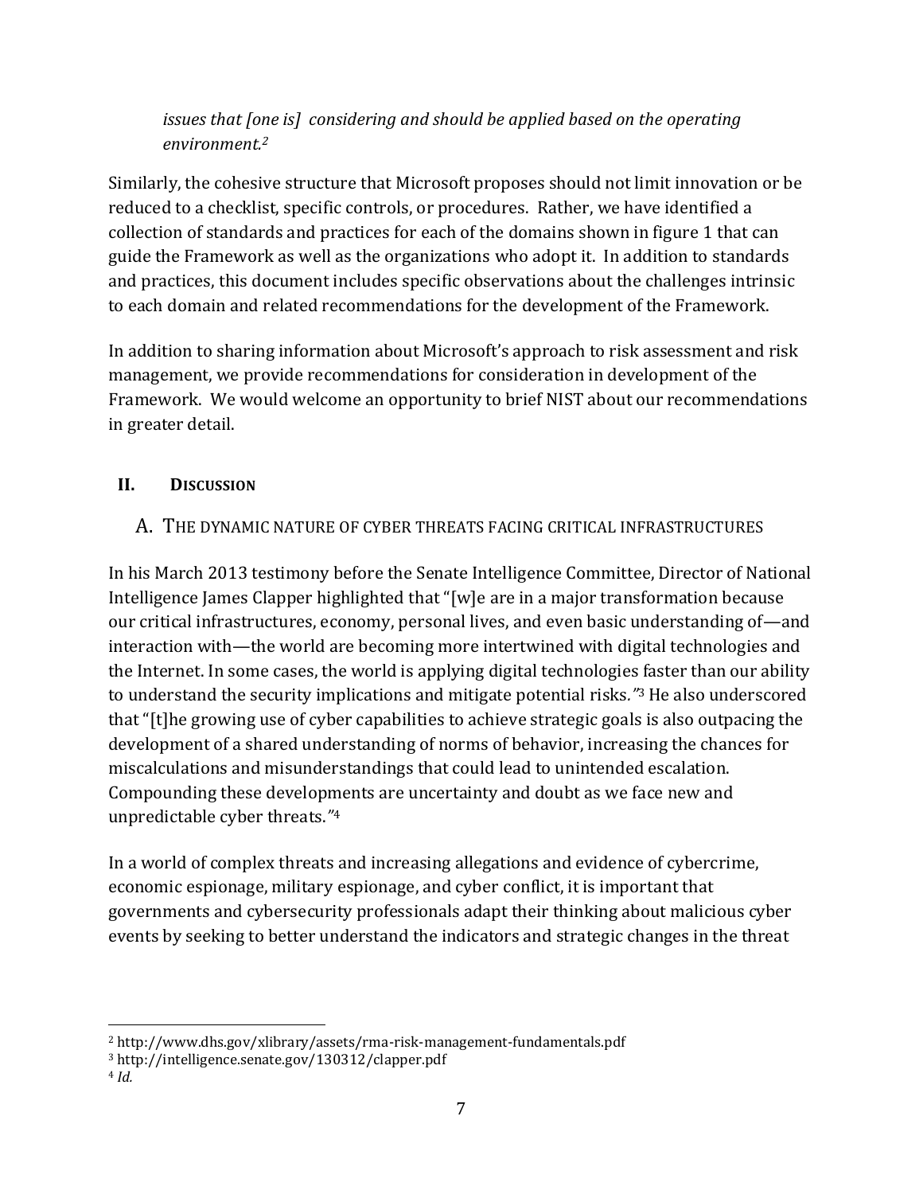*issues that [one is] considering and should be applied based on the operating environment.*[2]

Similarly, the cohesive structure that Microsoft proposes should not limit innovation or be reduced to a checklist, specific controls, or procedures. Rather, we have identified a collection of standards and practices for each of the domains shown in figure 1 that can guide the Framework as well as the organizations who adopt it. In addition to standards and practices, this document includes specific observations about the challenges intrinsic to each domain and related recommendations for the development of the Framework.

In addition to sharing information about Microsoft's approach to risk assessment and risk management, we provide recommendations for consideration in development of the Framework. We would welcome an opportunity to brief NIST about our recommendations in greater detail.

## II. Discussion

### A. The dynamic nature of cyber threats facing critical infrastructures

In his March 2013 testimony before the Senate Intelligence Committee, Director of National Intelligence James Clapper highlighted that "[w]e are in a major transformation because our critical infrastructures, economy, personal lives, and even basic understanding of—and interaction with—the world are becoming more intertwined with digital technologies and the Internet. In some cases, the world is applying digital technologies faster than our ability to understand the security implications and mitigate potential risks."[3] He also underscored that "[t]he growing use of cyber capabilities to achieve strategic goals is also outpacing the development of a shared understanding of norms of behavior, increasing the chances for miscalculations and misunderstandings that could lead to unintended escalation. Compounding these developments are uncertainty and doubt as we face new and unpredictable cyber threats."[4]

In a world of complex threats and increasing allegations and evidence of cybercrime, economic espionage, military espionage, and cyber conflict, it is important that governments and cybersecurity professionals adapt their thinking about malicious cyber events by seeking to better understand the indicators and strategic changes in the threat

---

[2] http://www.dhs.gov/xlibrary/assets/rma-risk-management-fundamentals.pdf

[3] http://intelligence.senate.gov/130312/clapper.pdf

[4] *Id.*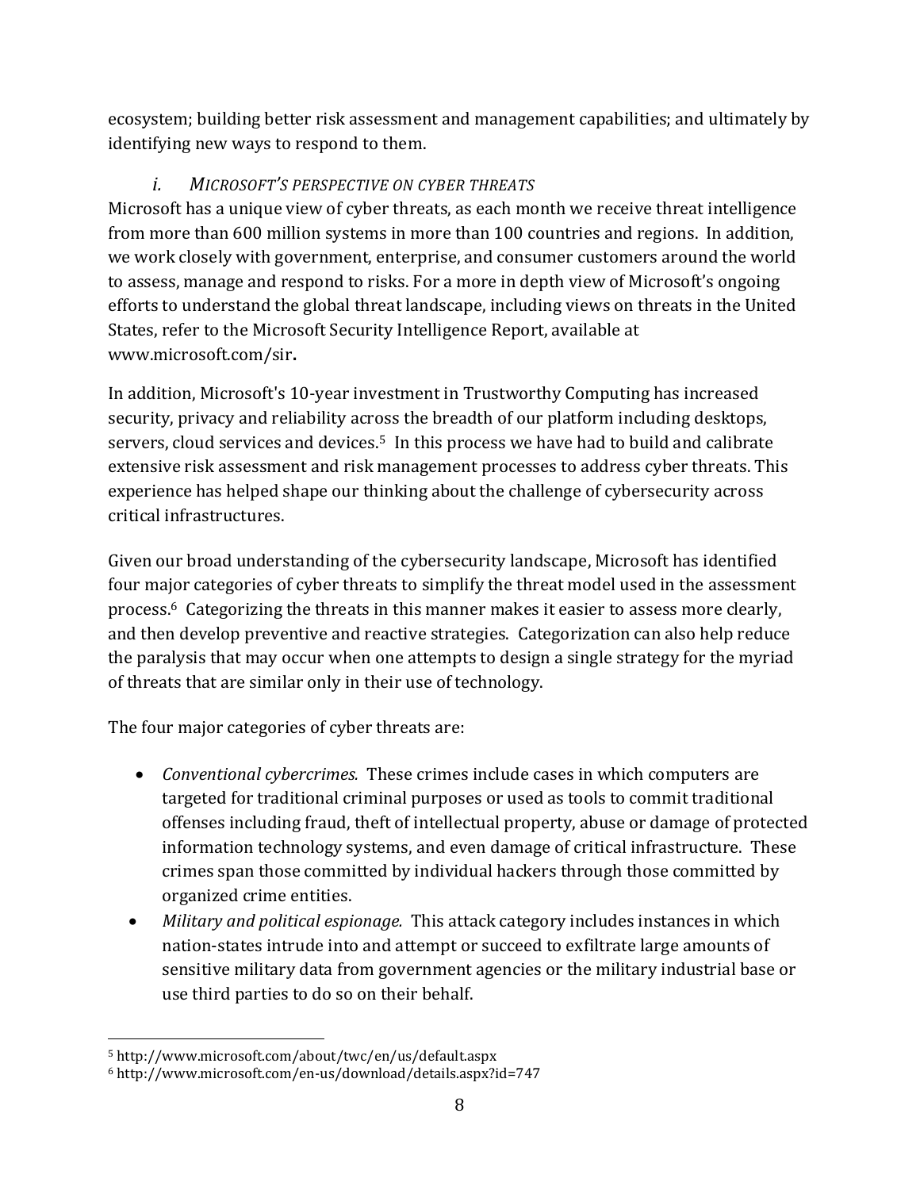ecosystem; building better risk assessment and management capabilities; and ultimately by identifying new ways to respond to them.

### *i. Microsoft's perspective on cyber threats*

Microsoft has a unique view of cyber threats, as each month we receive threat intelligence from more than 600 million systems in more than 100 countries and regions. In addition, we work closely with government, enterprise, and consumer customers around the world to assess, manage and respond to risks. For a more in depth view of Microsoft's ongoing efforts to understand the global threat landscape, including views on threats in the United States, refer to the Microsoft Security Intelligence Report, available at www.microsoft.com/sir**.**

In addition, Microsoft's 10-year investment in Trustworthy Computing has increased security, privacy and reliability across the breadth of our platform including desktops, servers, cloud services and devices.[5] In this process we have had to build and calibrate extensive risk assessment and risk management processes to address cyber threats. This experience has helped shape our thinking about the challenge of cybersecurity across critical infrastructures.

Given our broad understanding of the cybersecurity landscape, Microsoft has identified four major categories of cyber threats to simplify the threat model used in the assessment process.[6] Categorizing the threats in this manner makes it easier to assess more clearly, and then develop preventive and reactive strategies. Categorization can also help reduce the paralysis that may occur when one attempts to design a single strategy for the myriad of threats that are similar only in their use of technology.

The four major categories of cyber threats are:

- *Conventional cybercrimes.* These crimes include cases in which computers are targeted for traditional criminal purposes or used as tools to commit traditional offenses including fraud, theft of intellectual property, abuse or damage of protected information technology systems, and even damage of critical infrastructure. These crimes span those committed by individual hackers through those committed by organized crime entities.
- *Military and political espionage.* This attack category includes instances in which nation-states intrude into and attempt or succeed to exfiltrate large amounts of sensitive military data from government agencies or the military industrial base or use third parties to do so on their behalf.

---

[5] http://www.microsoft.com/about/twc/en/us/default.aspx

[6] http://www.microsoft.com/en-us/download/details.aspx?id=747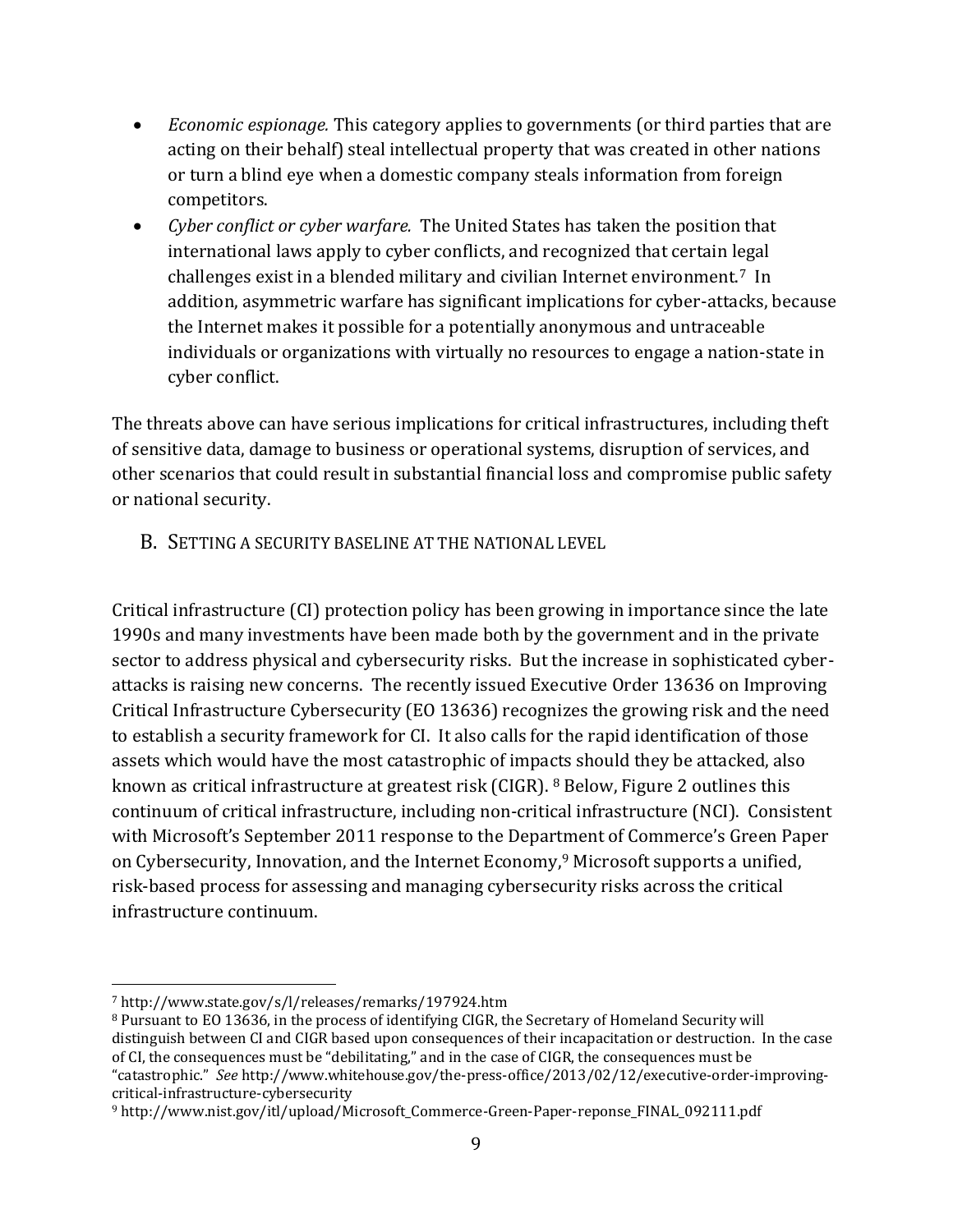- *Economic espionage.* This category applies to governments (or third parties that are acting on their behalf) steal intellectual property that was created in other nations or turn a blind eye when a domestic company steals information from foreign competitors.
- *Cyber conflict or cyber warfare.* The United States has taken the position that international laws apply to cyber conflicts, and recognized that certain legal challenges exist in a blended military and civilian Internet environment.[7] In addition, asymmetric warfare has significant implications for cyber-attacks, because the Internet makes it possible for a potentially anonymous and untraceable individuals or organizations with virtually no resources to engage a nation-state in cyber conflict.

The threats above can have serious implications for critical infrastructures, including theft of sensitive data, damage to business or operational systems, disruption of services, and other scenarios that could result in substantial financial loss and compromise public safety or national security.

## B. Setting a Security Baseline at the National Level

Critical infrastructure (CI) protection policy has been growing in importance since the late 1990s and many investments have been made both by the government and in the private sector to address physical and cybersecurity risks. But the increase in sophisticated cyber-attacks is raising new concerns. The recently issued Executive Order 13636 on Improving Critical Infrastructure Cybersecurity (EO 13636) recognizes the growing risk and the need to establish a security framework for CI. It also calls for the rapid identification of those assets which would have the most catastrophic of impacts should they be attacked, also known as critical infrastructure at greatest risk (CIGR). [8] Below, Figure 2 outlines this continuum of critical infrastructure, including non-critical infrastructure (NCI). Consistent with Microsoft's September 2011 response to the Department of Commerce's Green Paper on Cybersecurity, Innovation, and the Internet Economy,[9] Microsoft supports a unified, risk-based process for assessing and managing cybersecurity risks across the critical infrastructure continuum.

---

[7] http://www.state.gov/s/l/releases/remarks/197924.htm

[8] Pursuant to EO 13636, in the process of identifying CIGR, the Secretary of Homeland Security will distinguish between CI and CIGR based upon consequences of their incapacitation or destruction. In the case of CI, the consequences must be "debilitating," and in the case of CIGR, the consequences must be "catastrophic." *See* http://www.whitehouse.gov/the-press-office/2013/02/12/executive-order-improving-critical-infrastructure-cybersecurity

[9] http://www.nist.gov/itl/upload/Microsoft_Commerce-Green-Paper-reponse_FINAL_092111.pdf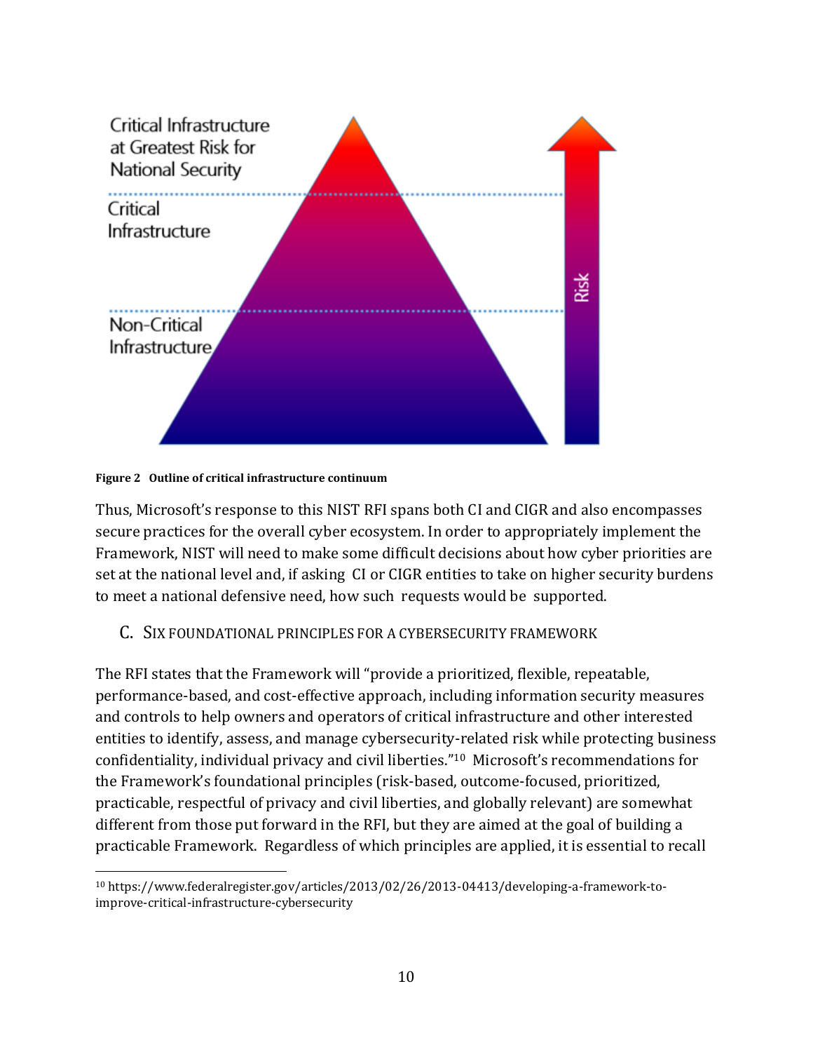Critical Infrastructure at Greatest Risk for National Security

Critical Infrastructure

Non-Critical Infrastructure

Risk

**Figure 2 Outline of critical infrastructure continuum**

Thus, Microsoft's response to this NIST RFI spans both CI and CIGR and also encompasses secure practices for the overall cyber ecosystem. In order to appropriately implement the Framework, NIST will need to make some difficult decisions about how cyber priorities are set at the national level and, if asking CI or CIGR entities to take on higher security burdens to meet a national defensive need, how such requests would be supported.

## C. SIX FOUNDATIONAL PRINCIPLES FOR A CYBERSECURITY FRAMEWORK

The RFI states that the Framework will "provide a prioritized, flexible, repeatable, performance-based, and cost-effective approach, including information security measures and controls to help owners and operators of critical infrastructure and other interested entities to identify, assess, and manage cybersecurity-related risk while protecting business confidentiality, individual privacy and civil liberties."[10] Microsoft's recommendations for the Framework's foundational principles (risk-based, outcome-focused, prioritized, practicable, respectful of privacy and civil liberties, and globally relevant) are somewhat different from those put forward in the RFI, but they are aimed at the goal of building a practicable Framework. Regardless of which principles are applied, it is essential to recall

[10] https://www.federalregister.gov/articles/2013/02/26/2013-04413/developing-a-framework-to-improve-critical-infrastructure-cybersecurity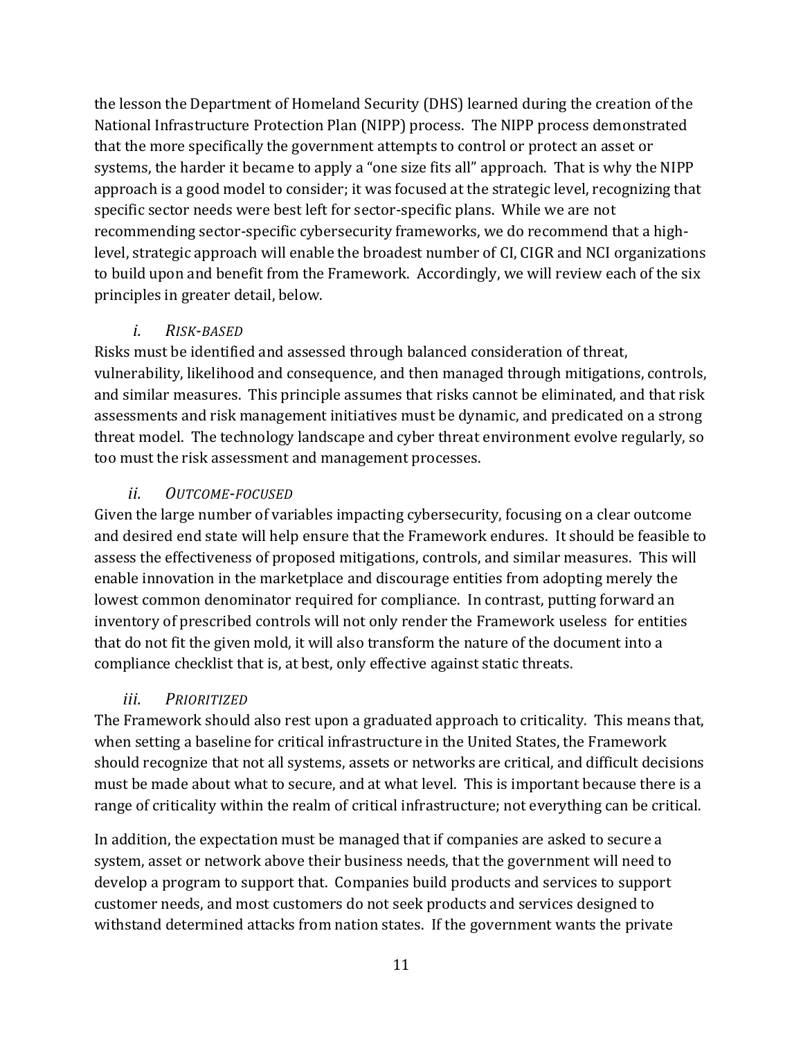the lesson the Department of Homeland Security (DHS) learned during the creation of the National Infrastructure Protection Plan (NIPP) process. The NIPP process demonstrated that the more specifically the government attempts to control or protect an asset or systems, the harder it became to apply a "one size fits all" approach. That is why the NIPP approach is a good model to consider; it was focused at the strategic level, recognizing that specific sector needs were best left for sector-specific plans. While we are not recommending sector-specific cybersecurity frameworks, we do recommend that a high-level, strategic approach will enable the broadest number of CI, CIGR and NCI organizations to build upon and benefit from the Framework. Accordingly, we will review each of the six principles in greater detail, below.

### *i. RISK-BASED*

Risks must be identified and assessed through balanced consideration of threat, vulnerability, likelihood and consequence, and then managed through mitigations, controls, and similar measures. This principle assumes that risks cannot be eliminated, and that risk assessments and risk management initiatives must be dynamic, and predicated on a strong threat model. The technology landscape and cyber threat environment evolve regularly, so too must the risk assessment and management processes.

### *ii. OUTCOME-FOCUSED*

Given the large number of variables impacting cybersecurity, focusing on a clear outcome and desired end state will help ensure that the Framework endures. It should be feasible to assess the effectiveness of proposed mitigations, controls, and similar measures. This will enable innovation in the marketplace and discourage entities from adopting merely the lowest common denominator required for compliance. In contrast, putting forward an inventory of prescribed controls will not only render the Framework useless for entities that do not fit the given mold, it will also transform the nature of the document into a compliance checklist that is, at best, only effective against static threats.

### *iii. PRIORITIZED*

The Framework should also rest upon a graduated approach to criticality. This means that, when setting a baseline for critical infrastructure in the United States, the Framework should recognize that not all systems, assets or networks are critical, and difficult decisions must be made about what to secure, and at what level. This is important because there is a range of criticality within the realm of critical infrastructure; not everything can be critical.

In addition, the expectation must be managed that if companies are asked to secure a system, asset or network above their business needs, that the government will need to develop a program to support that. Companies build products and services to support customer needs, and most customers do not seek products and services designed to withstand determined attacks from nation states. If the government wants the private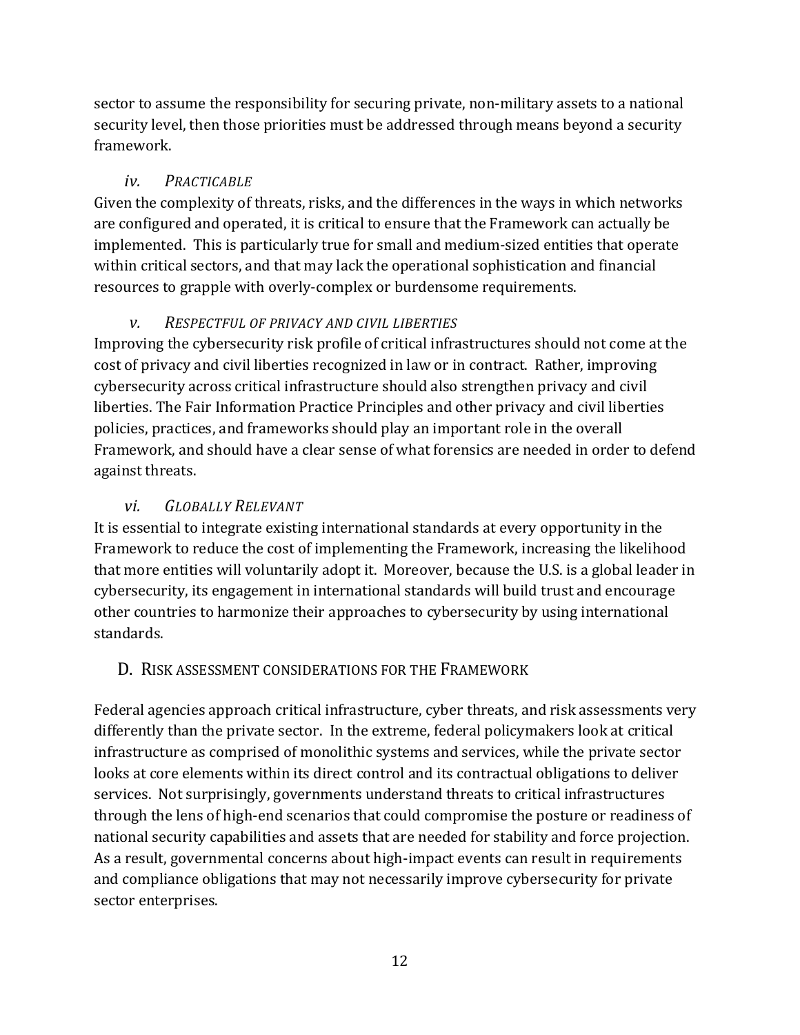sector to assume the responsibility for securing private, non-military assets to a national security level, then those priorities must be addressed through means beyond a security framework.

#### *iv. Practicable*

Given the complexity of threats, risks, and the differences in the ways in which networks are configured and operated, it is critical to ensure that the Framework can actually be implemented. This is particularly true for small and medium-sized entities that operate within critical sectors, and that may lack the operational sophistication and financial resources to grapple with overly-complex or burdensome requirements.

#### *v. Respectful of privacy and civil liberties*

Improving the cybersecurity risk profile of critical infrastructures should not come at the cost of privacy and civil liberties recognized in law or in contract. Rather, improving cybersecurity across critical infrastructure should also strengthen privacy and civil liberties. The Fair Information Practice Principles and other privacy and civil liberties policies, practices, and frameworks should play an important role in the overall Framework, and should have a clear sense of what forensics are needed in order to defend against threats.

#### *vi. Globally Relevant*

It is essential to integrate existing international standards at every opportunity in the Framework to reduce the cost of implementing the Framework, increasing the likelihood that more entities will voluntarily adopt it. Moreover, because the U.S. is a global leader in cybersecurity, its engagement in international standards will build trust and encourage other countries to harmonize their approaches to cybersecurity by using international standards.

### D. Risk assessment considerations for the Framework

Federal agencies approach critical infrastructure, cyber threats, and risk assessments very differently than the private sector. In the extreme, federal policymakers look at critical infrastructure as comprised of monolithic systems and services, while the private sector looks at core elements within its direct control and its contractual obligations to deliver services. Not surprisingly, governments understand threats to critical infrastructures through the lens of high-end scenarios that could compromise the posture or readiness of national security capabilities and assets that are needed for stability and force projection. As a result, governmental concerns about high-impact events can result in requirements and compliance obligations that may not necessarily improve cybersecurity for private sector enterprises.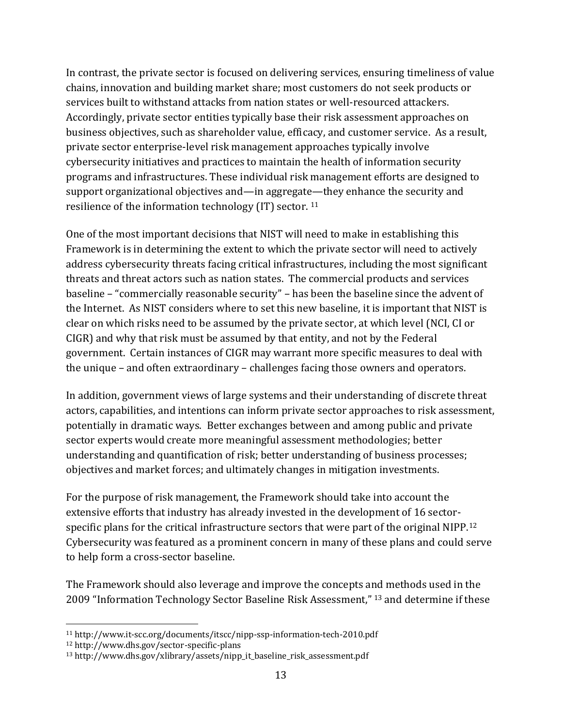In contrast, the private sector is focused on delivering services, ensuring timeliness of value chains, innovation and building market share; most customers do not seek products or services built to withstand attacks from nation states or well-resourced attackers. Accordingly, private sector entities typically base their risk assessment approaches on business objectives, such as shareholder value, efficacy, and customer service. As a result, private sector enterprise-level risk management approaches typically involve cybersecurity initiatives and practices to maintain the health of information security programs and infrastructures. These individual risk management efforts are designed to support organizational objectives and—in aggregate—they enhance the security and resilience of the information technology (IT) sector. [11]

One of the most important decisions that NIST will need to make in establishing this Framework is in determining the extent to which the private sector will need to actively address cybersecurity threats facing critical infrastructures, including the most significant threats and threat actors such as nation states. The commercial products and services baseline – "commercially reasonable security" – has been the baseline since the advent of the Internet. As NIST considers where to set this new baseline, it is important that NIST is clear on which risks need to be assumed by the private sector, at which level (NCI, CI or CIGR) and why that risk must be assumed by that entity, and not by the Federal government. Certain instances of CIGR may warrant more specific measures to deal with the unique – and often extraordinary – challenges facing those owners and operators.

In addition, government views of large systems and their understanding of discrete threat actors, capabilities, and intentions can inform private sector approaches to risk assessment, potentially in dramatic ways. Better exchanges between and among public and private sector experts would create more meaningful assessment methodologies; better understanding and quantification of risk; better understanding of business processes; objectives and market forces; and ultimately changes in mitigation investments.

For the purpose of risk management, the Framework should take into account the extensive efforts that industry has already invested in the development of 16 sector-specific plans for the critical infrastructure sectors that were part of the original NIPP.[12] Cybersecurity was featured as a prominent concern in many of these plans and could serve to help form a cross-sector baseline.

The Framework should also leverage and improve the concepts and methods used in the 2009 "Information Technology Sector Baseline Risk Assessment," [13] and determine if these

---

[11] http://www.it-scc.org/documents/itscc/nipp-ssp-information-tech-2010.pdf

[12] http://www.dhs.gov/sector-specific-plans

[13] http://www.dhs.gov/xlibrary/assets/nipp_it_baseline_risk_assessment.pdf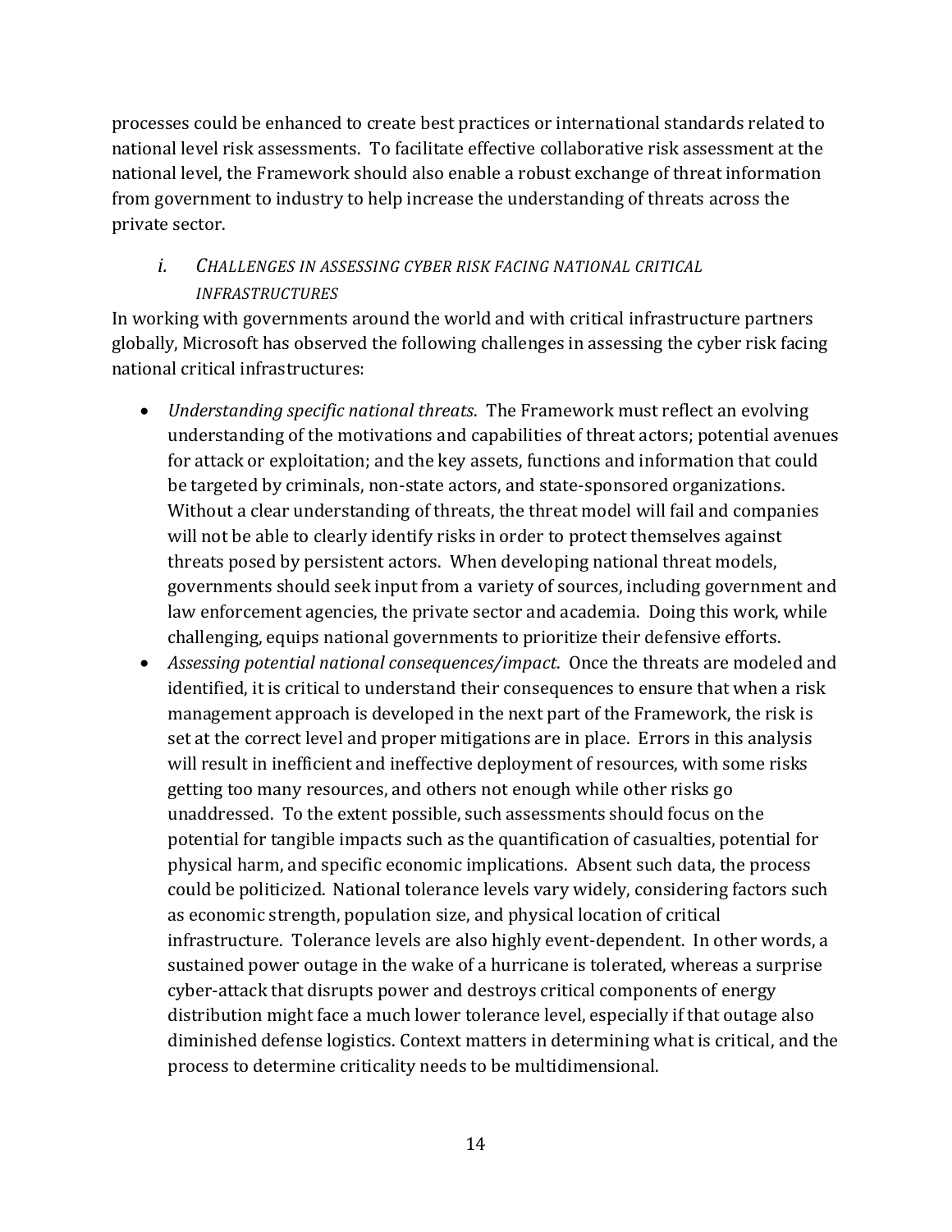processes could be enhanced to create best practices or international standards related to national level risk assessments. To facilitate effective collaborative risk assessment at the national level, the Framework should also enable a robust exchange of threat information from government to industry to help increase the understanding of threats across the private sector.

### *i. Challenges in Assessing Cyber Risk Facing National Critical Infrastructures*

In working with governments around the world and with critical infrastructure partners globally, Microsoft has observed the following challenges in assessing the cyber risk facing national critical infrastructures:

- *Understanding specific national threats*. The Framework must reflect an evolving understanding of the motivations and capabilities of threat actors; potential avenues for attack or exploitation; and the key assets, functions and information that could be targeted by criminals, non-state actors, and state-sponsored organizations. Without a clear understanding of threats, the threat model will fail and companies will not be able to clearly identify risks in order to protect themselves against threats posed by persistent actors. When developing national threat models, governments should seek input from a variety of sources, including government and law enforcement agencies, the private sector and academia. Doing this work, while challenging, equips national governments to prioritize their defensive efforts.
- *Assessing potential national consequences/impact*. Once the threats are modeled and identified, it is critical to understand their consequences to ensure that when a risk management approach is developed in the next part of the Framework, the risk is set at the correct level and proper mitigations are in place. Errors in this analysis will result in inefficient and ineffective deployment of resources, with some risks getting too many resources, and others not enough while other risks go unaddressed. To the extent possible, such assessments should focus on the potential for tangible impacts such as the quantification of casualties, potential for physical harm, and specific economic implications. Absent such data, the process could be politicized. National tolerance levels vary widely, considering factors such as economic strength, population size, and physical location of critical infrastructure. Tolerance levels are also highly event-dependent. In other words, a sustained power outage in the wake of a hurricane is tolerated, whereas a surprise cyber-attack that disrupts power and destroys critical components of energy distribution might face a much lower tolerance level, especially if that outage also diminished defense logistics. Context matters in determining what is critical, and the process to determine criticality needs to be multidimensional.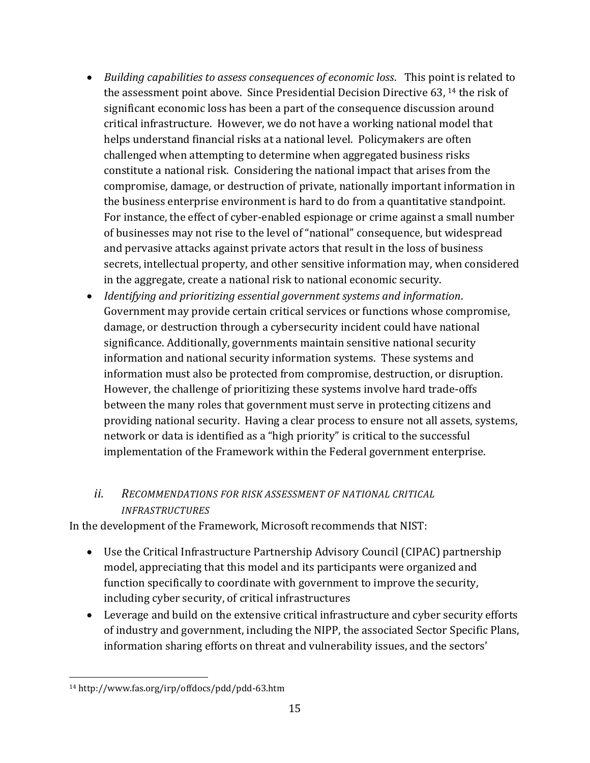- *Building capabilities to assess consequences of economic loss*. This point is related to the assessment point above. Since Presidential Decision Directive 63, [14] the risk of significant economic loss has been a part of the consequence discussion around critical infrastructure. However, we do not have a working national model that helps understand financial risks at a national level. Policymakers are often challenged when attempting to determine when aggregated business risks constitute a national risk. Considering the national impact that arises from the compromise, damage, or destruction of private, nationally important information in the business enterprise environment is hard to do from a quantitative standpoint. For instance, the effect of cyber-enabled espionage or crime against a small number of businesses may not rise to the level of "national" consequence, but widespread and pervasive attacks against private actors that result in the loss of business secrets, intellectual property, and other sensitive information may, when considered in the aggregate, create a national risk to national economic security.
- *Identifying and prioritizing essential government systems and information*. Government may provide certain critical services or functions whose compromise, damage, or destruction through a cybersecurity incident could have national significance. Additionally, governments maintain sensitive national security information and national security information systems. These systems and information must also be protected from compromise, destruction, or disruption. However, the challenge of prioritizing these systems involve hard trade-offs between the many roles that government must serve in protecting citizens and providing national security. Having a clear process to ensure not all assets, systems, network or data is identified as a "high priority" is critical to the successful implementation of the Framework within the Federal government enterprise.

### *ii. RECOMMENDATIONS FOR RISK ASSESSMENT OF NATIONAL CRITICAL INFRASTRUCTURES*

In the development of the Framework, Microsoft recommends that NIST:

- Use the Critical Infrastructure Partnership Advisory Council (CIPAC) partnership model, appreciating that this model and its participants were organized and function specifically to coordinate with government to improve the security, including cyber security, of critical infrastructures
- Leverage and build on the extensive critical infrastructure and cyber security efforts of industry and government, including the NIPP, the associated Sector Specific Plans, information sharing efforts on threat and vulnerability issues, and the sectors'

[14] http://www.fas.org/irp/offdocs/pdd/pdd-63.htm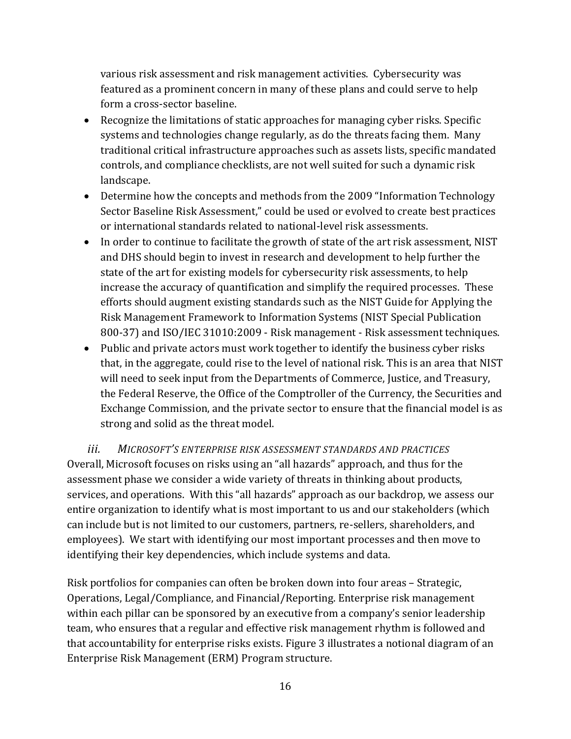various risk assessment and risk management activities. Cybersecurity was featured as a prominent concern in many of these plans and could serve to help form a cross-sector baseline.

- Recognize the limitations of static approaches for managing cyber risks. Specific systems and technologies change regularly, as do the threats facing them. Many traditional critical infrastructure approaches such as assets lists, specific mandated controls, and compliance checklists, are not well suited for such a dynamic risk landscape.
- Determine how the concepts and methods from the 2009 "Information Technology Sector Baseline Risk Assessment," could be used or evolved to create best practices or international standards related to national-level risk assessments.
- In order to continue to facilitate the growth of state of the art risk assessment, NIST and DHS should begin to invest in research and development to help further the state of the art for existing models for cybersecurity risk assessments, to help increase the accuracy of quantification and simplify the required processes. These efforts should augment existing standards such as the NIST Guide for Applying the Risk Management Framework to Information Systems (NIST Special Publication 800-37) and ISO/IEC 31010:2009 - Risk management - Risk assessment techniques.
- Public and private actors must work together to identify the business cyber risks that, in the aggregate, could rise to the level of national risk. This is an area that NIST will need to seek input from the Departments of Commerce, Justice, and Treasury, the Federal Reserve, the Office of the Comptroller of the Currency, the Securities and Exchange Commission, and the private sector to ensure that the financial model is as strong and solid as the threat model.

### *iii. Microsoft's enterprise risk assessment standards and practices*

Overall, Microsoft focuses on risks using an "all hazards" approach, and thus for the assessment phase we consider a wide variety of threats in thinking about products, services, and operations. With this "all hazards" approach as our backdrop, we assess our entire organization to identify what is most important to us and our stakeholders (which can include but is not limited to our customers, partners, re-sellers, shareholders, and employees). We start with identifying our most important processes and then move to identifying their key dependencies, which include systems and data.

Risk portfolios for companies can often be broken down into four areas – Strategic, Operations, Legal/Compliance, and Financial/Reporting. Enterprise risk management within each pillar can be sponsored by an executive from a company's senior leadership team, who ensures that a regular and effective risk management rhythm is followed and that accountability for enterprise risks exists. Figure 3 illustrates a notional diagram of an Enterprise Risk Management (ERM) Program structure.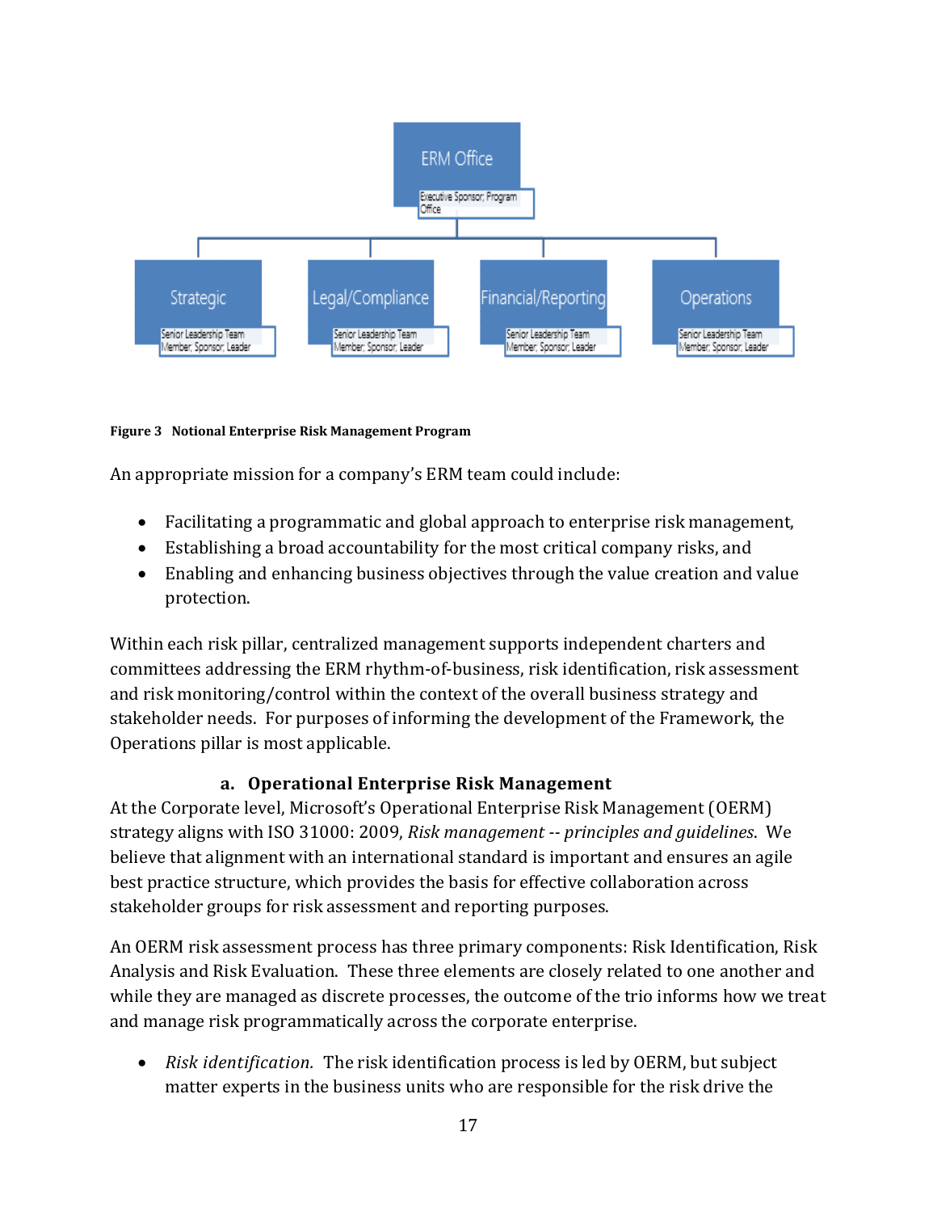**Figure 3 Notional Enterprise Risk Management Program**

An appropriate mission for a company's ERM team could include:

- Facilitating a programmatic and global approach to enterprise risk management,
- Establishing a broad accountability for the most critical company risks, and
- Enabling and enhancing business objectives through the value creation and value protection.

Within each risk pillar, centralized management supports independent charters and committees addressing the ERM rhythm-of-business, risk identification, risk assessment and risk monitoring/control within the context of the overall business strategy and stakeholder needs. For purposes of informing the development of the Framework, the Operations pillar is most applicable.

### a. Operational Enterprise Risk Management

At the Corporate level, Microsoft's Operational Enterprise Risk Management (OERM) strategy aligns with ISO 31000: 2009, *Risk management -- principles and guidelines*. We believe that alignment with an international standard is important and ensures an agile best practice structure, which provides the basis for effective collaboration across stakeholder groups for risk assessment and reporting purposes.

An OERM risk assessment process has three primary components: Risk Identification, Risk Analysis and Risk Evaluation. These three elements are closely related to one another and while they are managed as discrete processes, the outcome of the trio informs how we treat and manage risk programmatically across the corporate enterprise.

- *Risk identification.* The risk identification process is led by OERM, but subject matter experts in the business units who are responsible for the risk drive the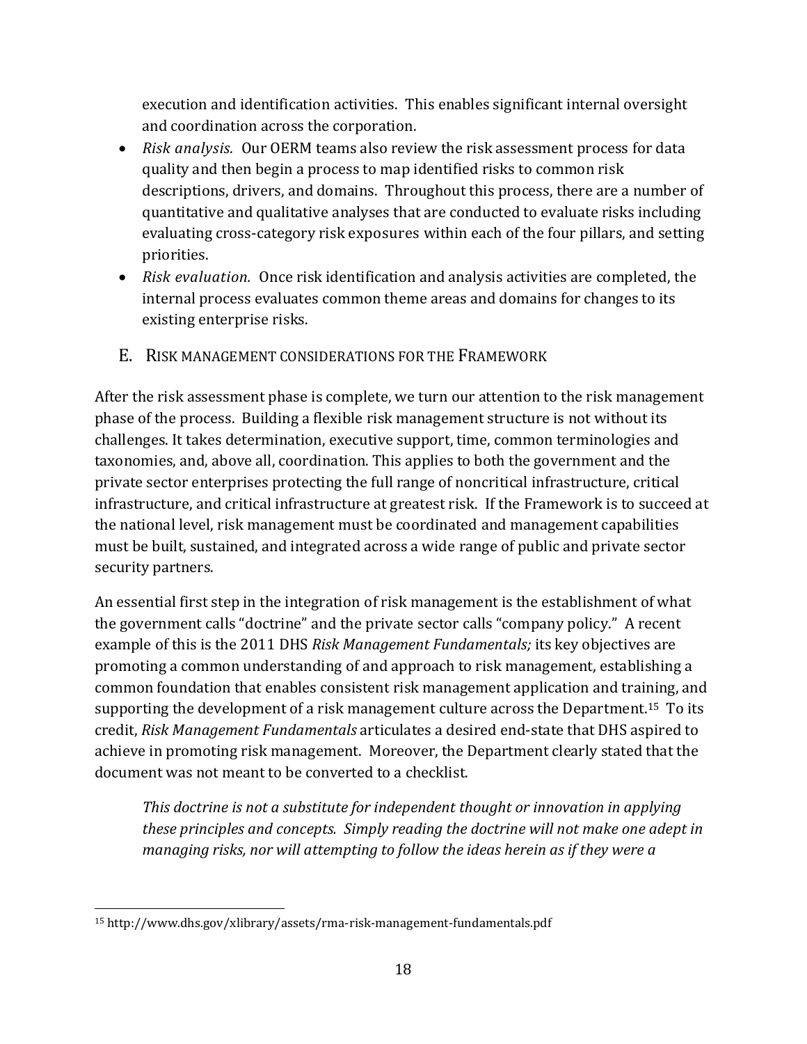execution and identification activities. This enables significant internal oversight and coordination across the corporation.

- *Risk analysis.* Our OERM teams also review the risk assessment process for data quality and then begin a process to map identified risks to common risk descriptions, drivers, and domains. Throughout this process, there are a number of quantitative and qualitative analyses that are conducted to evaluate risks including evaluating cross-category risk exposures within each of the four pillars, and setting priorities.
- *Risk evaluation.* Once risk identification and analysis activities are completed, the internal process evaluates common theme areas and domains for changes to its existing enterprise risks.

## E. Risk management considerations for the Framework

After the risk assessment phase is complete, we turn our attention to the risk management phase of the process. Building a flexible risk management structure is not without its challenges. It takes determination, executive support, time, common terminologies and taxonomies, and, above all, coordination. This applies to both the government and the private sector enterprises protecting the full range of noncritical infrastructure, critical infrastructure, and critical infrastructure at greatest risk. If the Framework is to succeed at the national level, risk management must be coordinated and management capabilities must be built, sustained, and integrated across a wide range of public and private sector security partners.

An essential first step in the integration of risk management is the establishment of what the government calls "doctrine" and the private sector calls "company policy." A recent example of this is the 2011 DHS *Risk Management Fundamentals;* its key objectives are promoting a common understanding of and approach to risk management, establishing a common foundation that enables consistent risk management application and training, and supporting the development of a risk management culture across the Department.[15] To its credit, *Risk Management Fundamentals* articulates a desired end-state that DHS aspired to achieve in promoting risk management. Moreover, the Department clearly stated that the document was not meant to be converted to a checklist.

> *This doctrine is not a substitute for independent thought or innovation in applying these principles and concepts. Simply reading the doctrine will not make one adept in managing risks, nor will attempting to follow the ideas herein as if they were a*

---

[15] http://www.dhs.gov/xlibrary/assets/rma-risk-management-fundamentals.pdf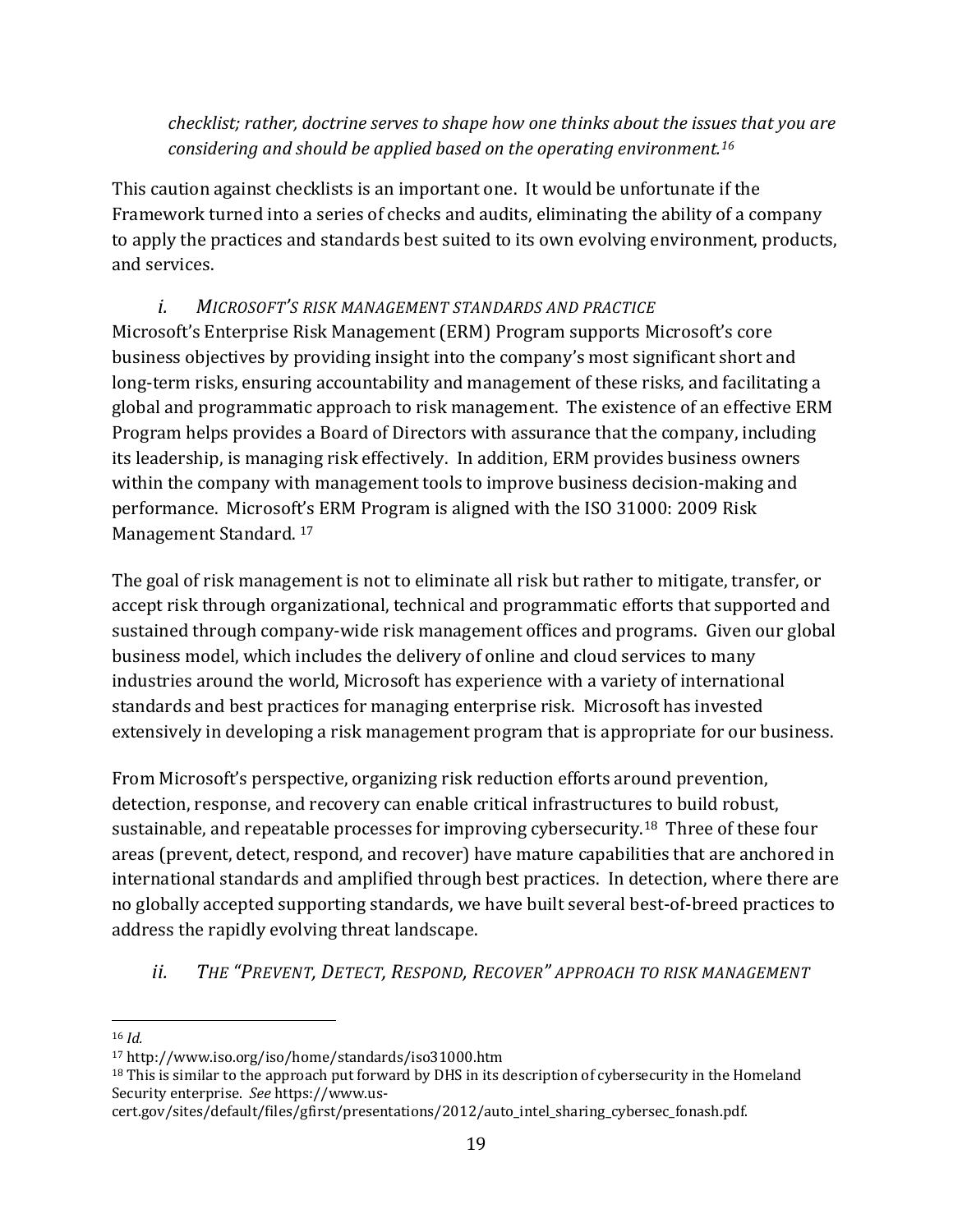*checklist; rather, doctrine serves to shape how one thinks about the issues that you are considering and should be applied based on the operating environment.*[16]

This caution against checklists is an important one. It would be unfortunate if the Framework turned into a series of checks and audits, eliminating the ability of a company to apply the practices and standards best suited to its own evolving environment, products, and services.

### *i. Microsoft's risk management standards and practice*

Microsoft's Enterprise Risk Management (ERM) Program supports Microsoft's core business objectives by providing insight into the company's most significant short and long-term risks, ensuring accountability and management of these risks, and facilitating a global and programmatic approach to risk management. The existence of an effective ERM Program helps provides a Board of Directors with assurance that the company, including its leadership, is managing risk effectively. In addition, ERM provides business owners within the company with management tools to improve business decision-making and performance. Microsoft's ERM Program is aligned with the ISO 31000: 2009 Risk Management Standard. [17]

The goal of risk management is not to eliminate all risk but rather to mitigate, transfer, or accept risk through organizational, technical and programmatic efforts that supported and sustained through company-wide risk management offices and programs. Given our global business model, which includes the delivery of online and cloud services to many industries around the world, Microsoft has experience with a variety of international standards and best practices for managing enterprise risk. Microsoft has invested extensively in developing a risk management program that is appropriate for our business.

From Microsoft's perspective, organizing risk reduction efforts around prevention, detection, response, and recovery can enable critical infrastructures to build robust, sustainable, and repeatable processes for improving cybersecurity.[18] Three of these four areas (prevent, detect, respond, and recover) have mature capabilities that are anchored in international standards and amplified through best practices. In detection, where there are no globally accepted supporting standards, we have built several best-of-breed practices to address the rapidly evolving threat landscape.

### *ii. The "Prevent, Detect, Respond, Recover" approach to risk management*

---

[16] *Id.*

[17] http://www.iso.org/iso/home/standards/iso31000.htm

[18] This is similar to the approach put forward by DHS in its description of cybersecurity in the Homeland Security enterprise. *See* https://www.us-cert.gov/sites/default/files/gfirst/presentations/2012/auto_intel_sharing_cybersec_fonash.pdf.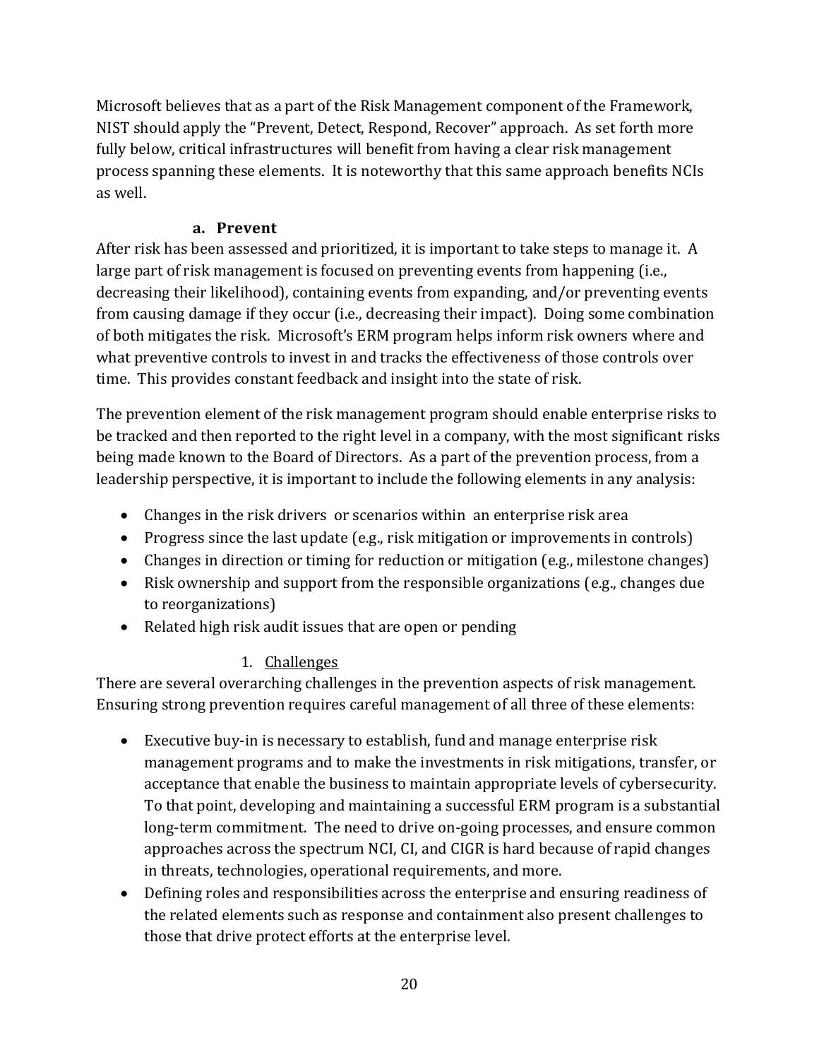Microsoft believes that as a part of the Risk Management component of the Framework, NIST should apply the "Prevent, Detect, Respond, Recover" approach. As set forth more fully below, critical infrastructures will benefit from having a clear risk management process spanning these elements. It is noteworthy that this same approach benefits NCIs as well.

#### a. Prevent

After risk has been assessed and prioritized, it is important to take steps to manage it. A large part of risk management is focused on preventing events from happening (i.e., decreasing their likelihood), containing events from expanding, and/or preventing events from causing damage if they occur (i.e., decreasing their impact). Doing some combination of both mitigates the risk. Microsoft's ERM program helps inform risk owners where and what preventive controls to invest in and tracks the effectiveness of those controls over time. This provides constant feedback and insight into the state of risk.

The prevention element of the risk management program should enable enterprise risks to be tracked and then reported to the right level in a company, with the most significant risks being made known to the Board of Directors. As a part of the prevention process, from a leadership perspective, it is important to include the following elements in any analysis:

- Changes in the risk drivers or scenarios within an enterprise risk area
- Progress since the last update (e.g., risk mitigation or improvements in controls)
- Changes in direction or timing for reduction or mitigation (e.g., milestone changes)
- Risk ownership and support from the responsible organizations (e.g., changes due to reorganizations)
- Related high risk audit issues that are open or pending

##### 1. Challenges

There are several overarching challenges in the prevention aspects of risk management. Ensuring strong prevention requires careful management of all three of these elements:

- Executive buy-in is necessary to establish, fund and manage enterprise risk management programs and to make the investments in risk mitigations, transfer, or acceptance that enable the business to maintain appropriate levels of cybersecurity. To that point, developing and maintaining a successful ERM program is a substantial long-term commitment. The need to drive on-going processes, and ensure common approaches across the spectrum NCI, CI, and CIGR is hard because of rapid changes in threats, technologies, operational requirements, and more.
- Defining roles and responsibilities across the enterprise and ensuring readiness of the related elements such as response and containment also present challenges to those that drive protect efforts at the enterprise level.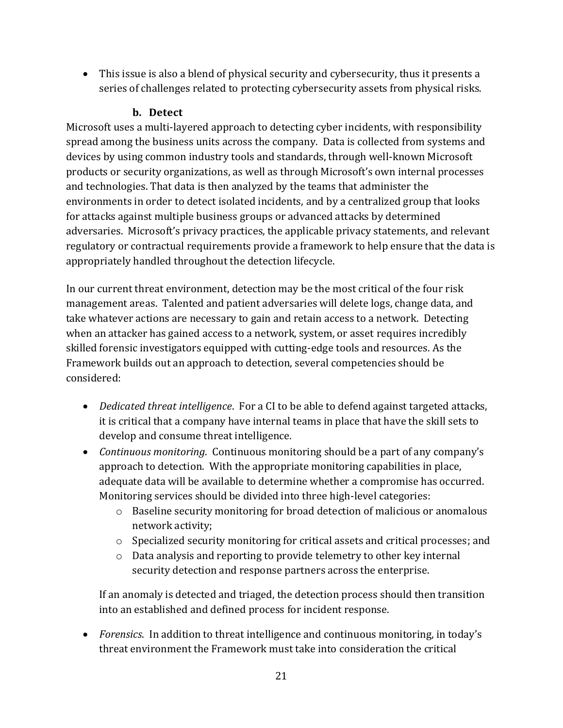- This issue is also a blend of physical security and cybersecurity, thus it presents a series of challenges related to protecting cybersecurity assets from physical risks.

### b. Detect

Microsoft uses a multi-layered approach to detecting cyber incidents, with responsibility spread among the business units across the company. Data is collected from systems and devices by using common industry tools and standards, through well-known Microsoft products or security organizations, as well as through Microsoft's own internal processes and technologies. That data is then analyzed by the teams that administer the environments in order to detect isolated incidents, and by a centralized group that looks for attacks against multiple business groups or advanced attacks by determined adversaries. Microsoft's privacy practices, the applicable privacy statements, and relevant regulatory or contractual requirements provide a framework to help ensure that the data is appropriately handled throughout the detection lifecycle.

In our current threat environment, detection may be the most critical of the four risk management areas. Talented and patient adversaries will delete logs, change data, and take whatever actions are necessary to gain and retain access to a network. Detecting when an attacker has gained access to a network, system, or asset requires incredibly skilled forensic investigators equipped with cutting-edge tools and resources. As the Framework builds out an approach to detection, several competencies should be considered:

- *Dedicated threat intelligence*. For a CI to be able to defend against targeted attacks, it is critical that a company have internal teams in place that have the skill sets to develop and consume threat intelligence.
- *Continuous monitoring*. Continuous monitoring should be a part of any company's approach to detection. With the appropriate monitoring capabilities in place, adequate data will be available to determine whether a compromise has occurred. Monitoring services should be divided into three high-level categories:
  - Baseline security monitoring for broad detection of malicious or anomalous network activity;
  - Specialized security monitoring for critical assets and critical processes; and
  - Data analysis and reporting to provide telemetry to other key internal security detection and response partners across the enterprise.

  If an anomaly is detected and triaged, the detection process should then transition into an established and defined process for incident response.

- *Forensics*. In addition to threat intelligence and continuous monitoring, in today's threat environment the Framework must take into consideration the critical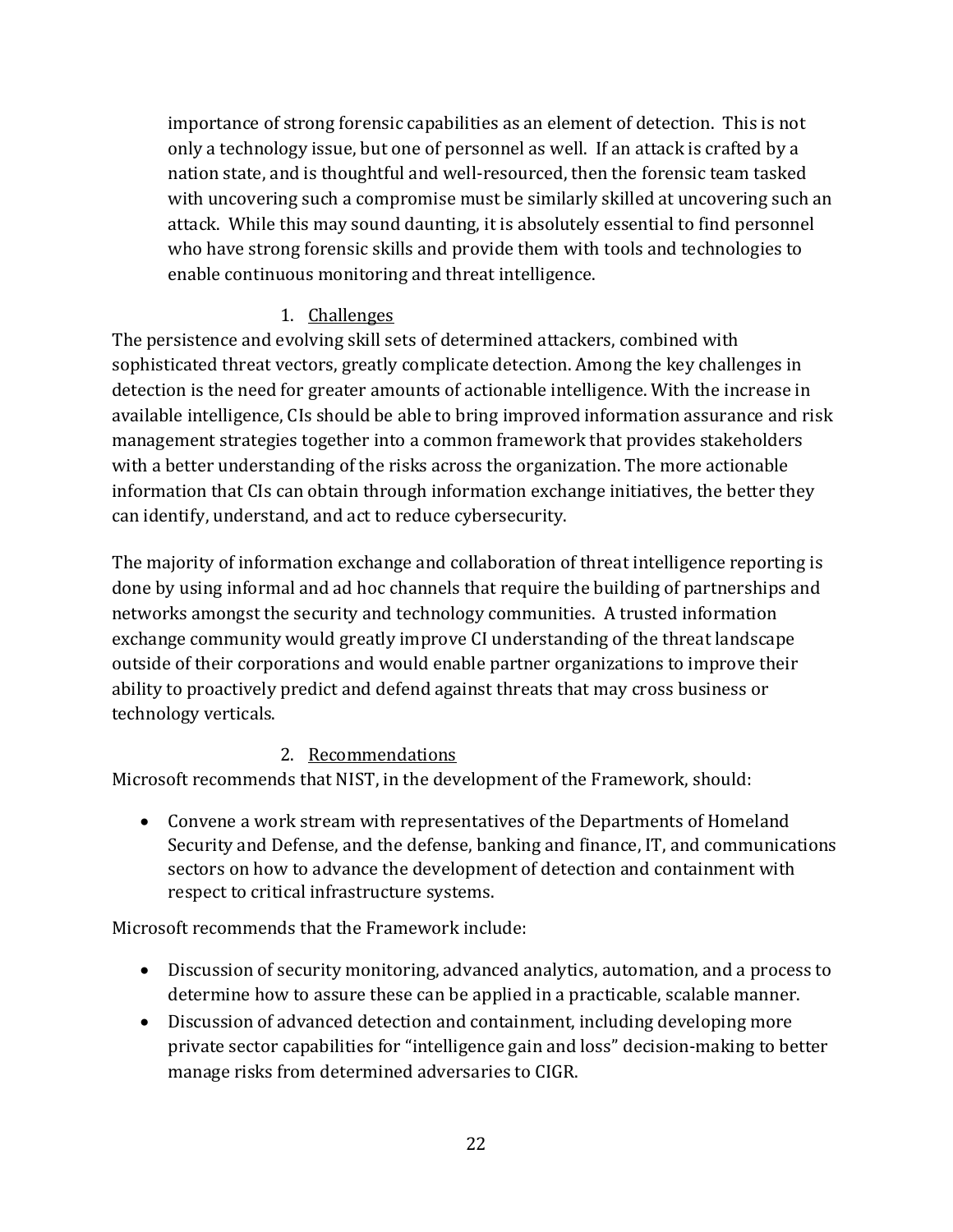importance of strong forensic capabilities as an element of detection. This is not only a technology issue, but one of personnel as well. If an attack is crafted by a nation state, and is thoughtful and well-resourced, then the forensic team tasked with uncovering such a compromise must be similarly skilled at uncovering such an attack. While this may sound daunting, it is absolutely essential to find personnel who have strong forensic skills and provide them with tools and technologies to enable continuous monitoring and threat intelligence.

1. <u>Challenges</u>

The persistence and evolving skill sets of determined attackers, combined with sophisticated threat vectors, greatly complicate detection. Among the key challenges in detection is the need for greater amounts of actionable intelligence. With the increase in available intelligence, CIs should be able to bring improved information assurance and risk management strategies together into a common framework that provides stakeholders with a better understanding of the risks across the organization. The more actionable information that CIs can obtain through information exchange initiatives, the better they can identify, understand, and act to reduce cybersecurity.

The majority of information exchange and collaboration of threat intelligence reporting is done by using informal and ad hoc channels that require the building of partnerships and networks amongst the security and technology communities. A trusted information exchange community would greatly improve CI understanding of the threat landscape outside of their corporations and would enable partner organizations to improve their ability to proactively predict and defend against threats that may cross business or technology verticals.

2. <u>Recommendations</u>

Microsoft recommends that NIST, in the development of the Framework, should:

- Convene a work stream with representatives of the Departments of Homeland Security and Defense, and the defense, banking and finance, IT, and communications sectors on how to advance the development of detection and containment with respect to critical infrastructure systems.

Microsoft recommends that the Framework include:

- Discussion of security monitoring, advanced analytics, automation, and a process to determine how to assure these can be applied in a practicable, scalable manner.
- Discussion of advanced detection and containment, including developing more private sector capabilities for "intelligence gain and loss" decision-making to better manage risks from determined adversaries to CIGR.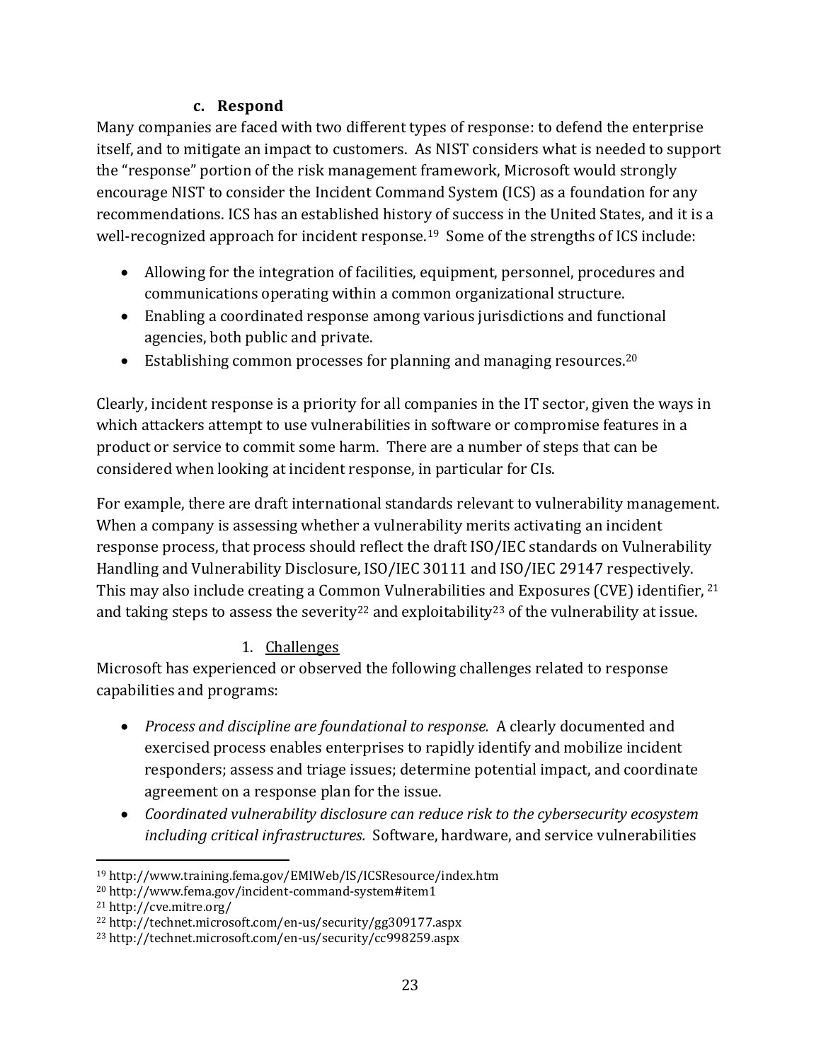### c. Respond

Many companies are faced with two different types of response: to defend the enterprise itself, and to mitigate an impact to customers. As NIST considers what is needed to support the "response" portion of the risk management framework, Microsoft would strongly encourage NIST to consider the Incident Command System (ICS) as a foundation for any recommendations. ICS has an established history of success in the United States, and it is a well-recognized approach for incident response.[19] Some of the strengths of ICS include:

- Allowing for the integration of facilities, equipment, personnel, procedures and communications operating within a common organizational structure.
- Enabling a coordinated response among various jurisdictions and functional agencies, both public and private.
- Establishing common processes for planning and managing resources.[20]

Clearly, incident response is a priority for all companies in the IT sector, given the ways in which attackers attempt to use vulnerabilities in software or compromise features in a product or service to commit some harm. There are a number of steps that can be considered when looking at incident response, in particular for CIs.

For example, there are draft international standards relevant to vulnerability management. When a company is assessing whether a vulnerability merits activating an incident response process, that process should reflect the draft ISO/IEC standards on Vulnerability Handling and Vulnerability Disclosure, ISO/IEC 30111 and ISO/IEC 29147 respectively. This may also include creating a Common Vulnerabilities and Exposures (CVE) identifier, [21] and taking steps to assess the severity[22] and exploitability[23] of the vulnerability at issue.

#### 1. Challenges

Microsoft has experienced or observed the following challenges related to response capabilities and programs:

- *Process and discipline are foundational to response.* A clearly documented and exercised process enables enterprises to rapidly identify and mobilize incident responders; assess and triage issues; determine potential impact, and coordinate agreement on a response plan for the issue.
- *Coordinated vulnerability disclosure can reduce risk to the cybersecurity ecosystem including critical infrastructures.* Software, hardware, and service vulnerabilities

---

[19] http://www.training.fema.gov/EMIWeb/IS/ICSResource/index.htm

[20] http://www.fema.gov/incident-command-system#item1

[21] http://cve.mitre.org/

[22] http://technet.microsoft.com/en-us/security/gg309177.aspx

[23] http://technet.microsoft.com/en-us/security/cc998259.aspx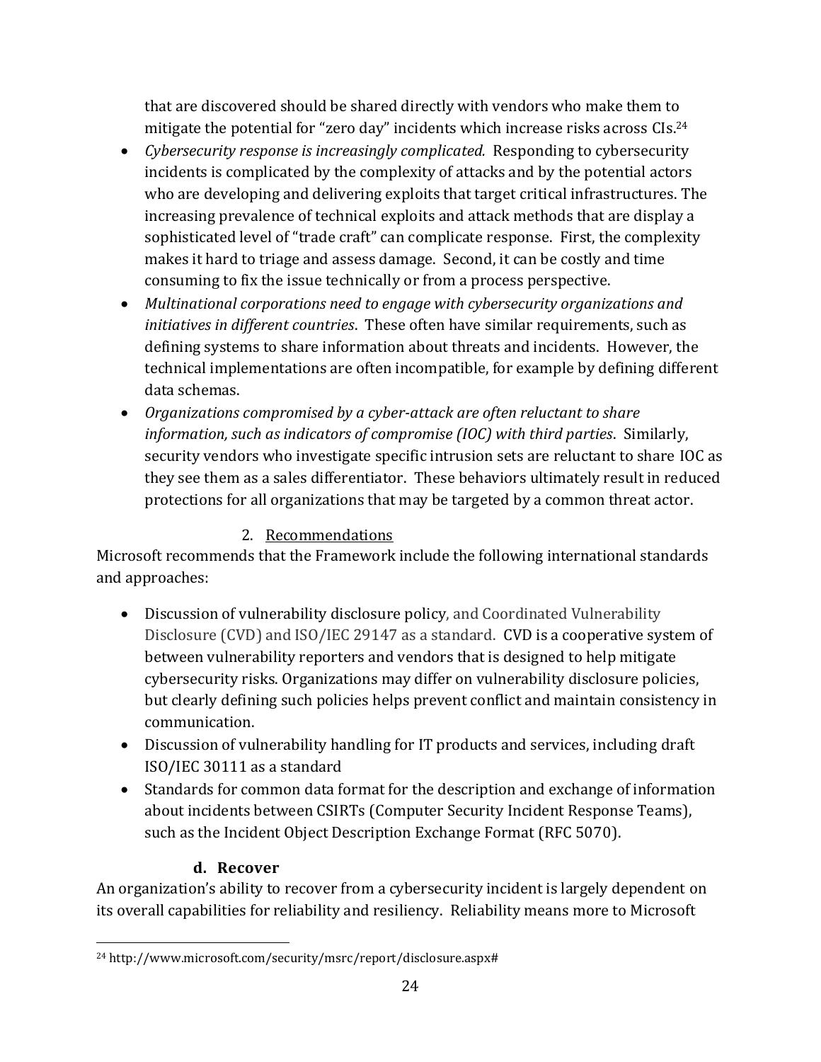that are discovered should be shared directly with vendors who make them to mitigate the potential for "zero day" incidents which increase risks across CIs.[24]

- *Cybersecurity response is increasingly complicated.* Responding to cybersecurity incidents is complicated by the complexity of attacks and by the potential actors who are developing and delivering exploits that target critical infrastructures. The increasing prevalence of technical exploits and attack methods that are display a sophisticated level of "trade craft" can complicate response. First, the complexity makes it hard to triage and assess damage. Second, it can be costly and time consuming to fix the issue technically or from a process perspective.
- *Multinational corporations need to engage with cybersecurity organizations and initiatives in different countries*. These often have similar requirements, such as defining systems to share information about threats and incidents. However, the technical implementations are often incompatible, for example by defining different data schemas.
- *Organizations compromised by a cyber-attack are often reluctant to share information, such as indicators of compromise (IOC) with third parties*. Similarly, security vendors who investigate specific intrusion sets are reluctant to share IOC as they see them as a sales differentiator. These behaviors ultimately result in reduced protections for all organizations that may be targeted by a common threat actor.

2. Recommendations

Microsoft recommends that the Framework include the following international standards and approaches:

- Discussion of vulnerability disclosure policy, and Coordinated Vulnerability Disclosure (CVD) and ISO/IEC 29147 as a standard. CVD is a cooperative system of between vulnerability reporters and vendors that is designed to help mitigate cybersecurity risks. Organizations may differ on vulnerability disclosure policies, but clearly defining such policies helps prevent conflict and maintain consistency in communication.
- Discussion of vulnerability handling for IT products and services, including draft ISO/IEC 30111 as a standard
- Standards for common data format for the description and exchange of information about incidents between CSIRTs (Computer Security Incident Response Teams), such as the Incident Object Description Exchange Format (RFC 5070).

#### d. Recover

An organization's ability to recover from a cybersecurity incident is largely dependent on its overall capabilities for reliability and resiliency. Reliability means more to Microsoft

[24] http://www.microsoft.com/security/msrc/report/disclosure.aspx#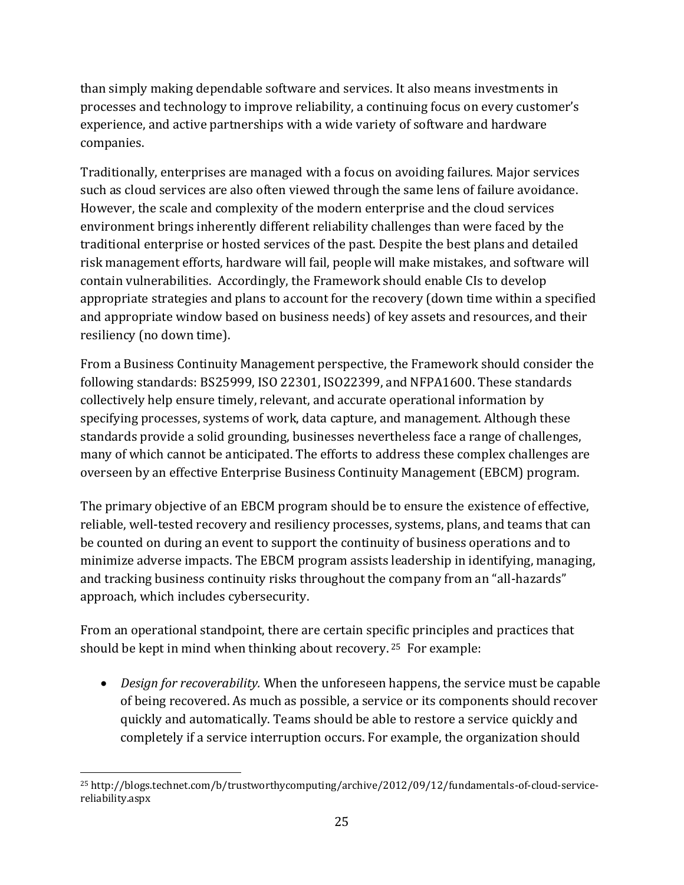than simply making dependable software and services. It also means investments in processes and technology to improve reliability, a continuing focus on every customer's experience, and active partnerships with a wide variety of software and hardware companies.

Traditionally, enterprises are managed with a focus on avoiding failures. Major services such as cloud services are also often viewed through the same lens of failure avoidance. However, the scale and complexity of the modern enterprise and the cloud services environment brings inherently different reliability challenges than were faced by the traditional enterprise or hosted services of the past. Despite the best plans and detailed risk management efforts, hardware will fail, people will make mistakes, and software will contain vulnerabilities. Accordingly, the Framework should enable CIs to develop appropriate strategies and plans to account for the recovery (down time within a specified and appropriate window based on business needs) of key assets and resources, and their resiliency (no down time).

From a Business Continuity Management perspective, the Framework should consider the following standards: BS25999, ISO 22301, ISO22399, and NFPA1600. These standards collectively help ensure timely, relevant, and accurate operational information by specifying processes, systems of work, data capture, and management. Although these standards provide a solid grounding, businesses nevertheless face a range of challenges, many of which cannot be anticipated. The efforts to address these complex challenges are overseen by an effective Enterprise Business Continuity Management (EBCM) program.

The primary objective of an EBCM program should be to ensure the existence of effective, reliable, well-tested recovery and resiliency processes, systems, plans, and teams that can be counted on during an event to support the continuity of business operations and to minimize adverse impacts. The EBCM program assists leadership in identifying, managing, and tracking business continuity risks throughout the company from an "all-hazards" approach, which includes cybersecurity.

From an operational standpoint, there are certain specific principles and practices that should be kept in mind when thinking about recovery. [25] For example:

- *Design for recoverability.* When the unforeseen happens, the service must be capable of being recovered. As much as possible, a service or its components should recover quickly and automatically. Teams should be able to restore a service quickly and completely if a service interruption occurs. For example, the organization should

[25] http://blogs.technet.com/b/trustworthycomputing/archive/2012/09/12/fundamentals-of-cloud-service-reliability.aspx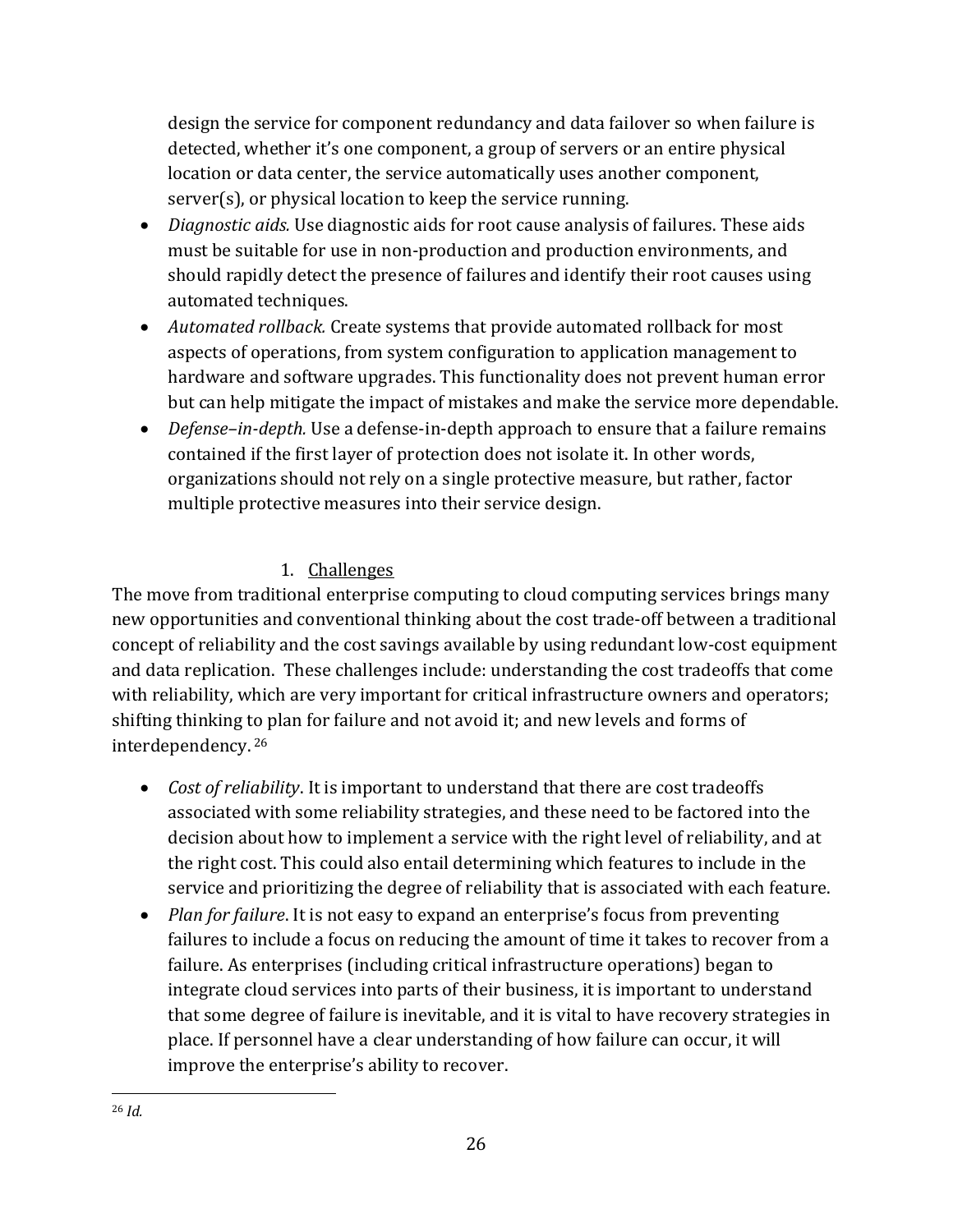design the service for component redundancy and data failover so when failure is detected, whether it's one component, a group of servers or an entire physical location or data center, the service automatically uses another component, server(s), or physical location to keep the service running.

- *Diagnostic aids.* Use diagnostic aids for root cause analysis of failures. These aids must be suitable for use in non-production and production environments, and should rapidly detect the presence of failures and identify their root causes using automated techniques.
- *Automated rollback.* Create systems that provide automated rollback for most aspects of operations, from system configuration to application management to hardware and software upgrades. This functionality does not prevent human error but can help mitigate the impact of mistakes and make the service more dependable.
- *Defense–in-depth.* Use a defense-in-depth approach to ensure that a failure remains contained if the first layer of protection does not isolate it. In other words, organizations should not rely on a single protective measure, but rather, factor multiple protective measures into their service design.

### 1. Challenges

The move from traditional enterprise computing to cloud computing services brings many new opportunities and conventional thinking about the cost trade-off between a traditional concept of reliability and the cost savings available by using redundant low-cost equipment and data replication. These challenges include: understanding the cost tradeoffs that come with reliability, which are very important for critical infrastructure owners and operators; shifting thinking to plan for failure and not avoid it; and new levels and forms of interdependency. [26]

- *Cost of reliability*. It is important to understand that there are cost tradeoffs associated with some reliability strategies, and these need to be factored into the decision about how to implement a service with the right level of reliability, and at the right cost. This could also entail determining which features to include in the service and prioritizing the degree of reliability that is associated with each feature.
- *Plan for failure*. It is not easy to expand an enterprise's focus from preventing failures to include a focus on reducing the amount of time it takes to recover from a failure. As enterprises (including critical infrastructure operations) began to integrate cloud services into parts of their business, it is important to understand that some degree of failure is inevitable, and it is vital to have recovery strategies in place. If personnel have a clear understanding of how failure can occur, it will improve the enterprise's ability to recover.

[26] *Id.*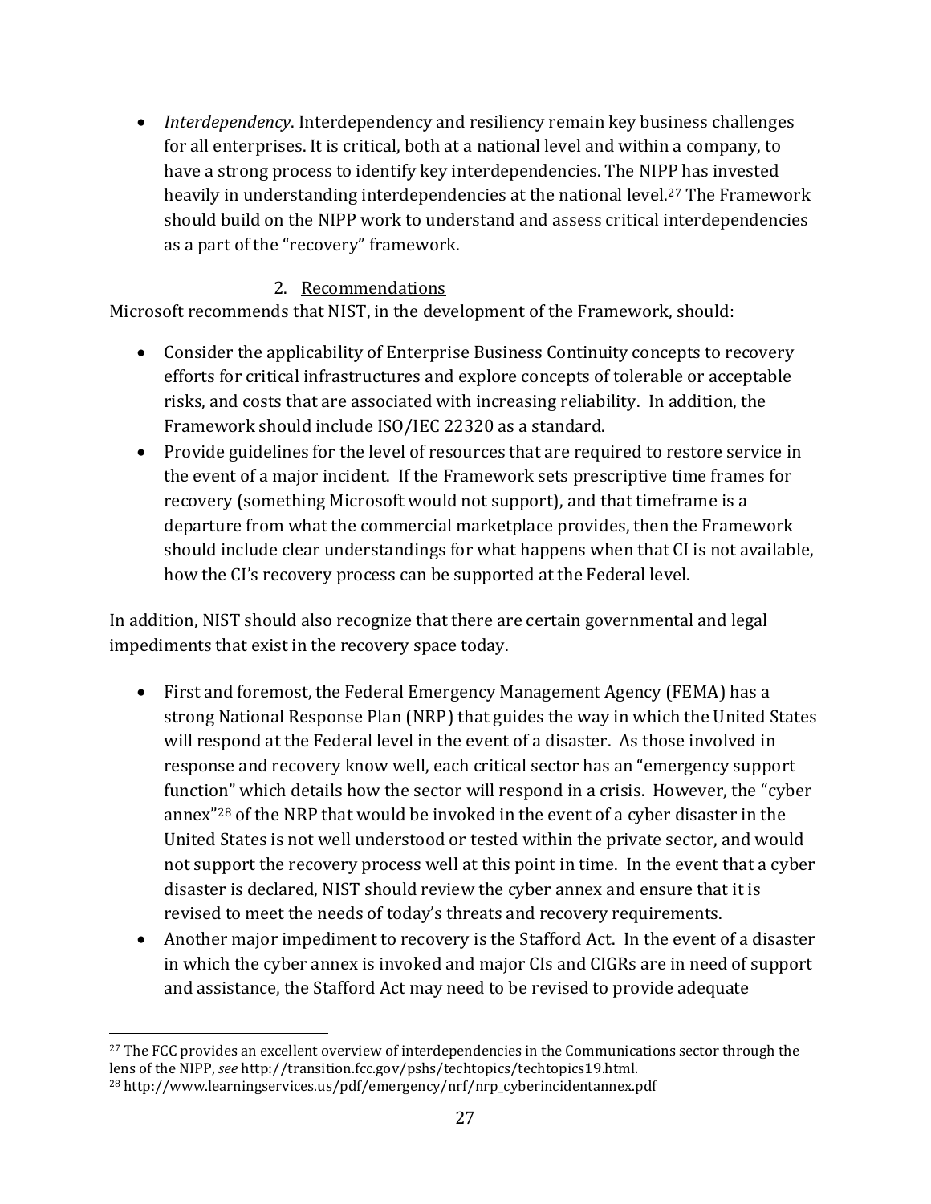- *Interdependency*. Interdependency and resiliency remain key business challenges for all enterprises. It is critical, both at a national level and within a company, to have a strong process to identify key interdependencies. The NIPP has invested heavily in understanding interdependencies at the national level.[27] The Framework should build on the NIPP work to understand and assess critical interdependencies as a part of the "recovery" framework.

2. <u>Recommendations</u>

Microsoft recommends that NIST, in the development of the Framework, should:

- Consider the applicability of Enterprise Business Continuity concepts to recovery efforts for critical infrastructures and explore concepts of tolerable or acceptable risks, and costs that are associated with increasing reliability. In addition, the Framework should include ISO/IEC 22320 as a standard.
- Provide guidelines for the level of resources that are required to restore service in the event of a major incident. If the Framework sets prescriptive time frames for recovery (something Microsoft would not support), and that timeframe is a departure from what the commercial marketplace provides, then the Framework should include clear understandings for what happens when that CI is not available, how the CI's recovery process can be supported at the Federal level.

In addition, NIST should also recognize that there are certain governmental and legal impediments that exist in the recovery space today.

- First and foremost, the Federal Emergency Management Agency (FEMA) has a strong National Response Plan (NRP) that guides the way in which the United States will respond at the Federal level in the event of a disaster. As those involved in response and recovery know well, each critical sector has an "emergency support function" which details how the sector will respond in a crisis. However, the "cyber annex"[28] of the NRP that would be invoked in the event of a cyber disaster in the United States is not well understood or tested within the private sector, and would not support the recovery process well at this point in time. In the event that a cyber disaster is declared, NIST should review the cyber annex and ensure that it is revised to meet the needs of today's threats and recovery requirements.
- Another major impediment to recovery is the Stafford Act. In the event of a disaster in which the cyber annex is invoked and major CIs and CIGRs are in need of support and assistance, the Stafford Act may need to be revised to provide adequate

---

[27] The FCC provides an excellent overview of interdependencies in the Communications sector through the lens of the NIPP, *see* http://transition.fcc.gov/pshs/techtopics/techtopics19.html.

[28] http://www.learningservices.us/pdf/emergency/nrf/nrp_cyberincidentannex.pdf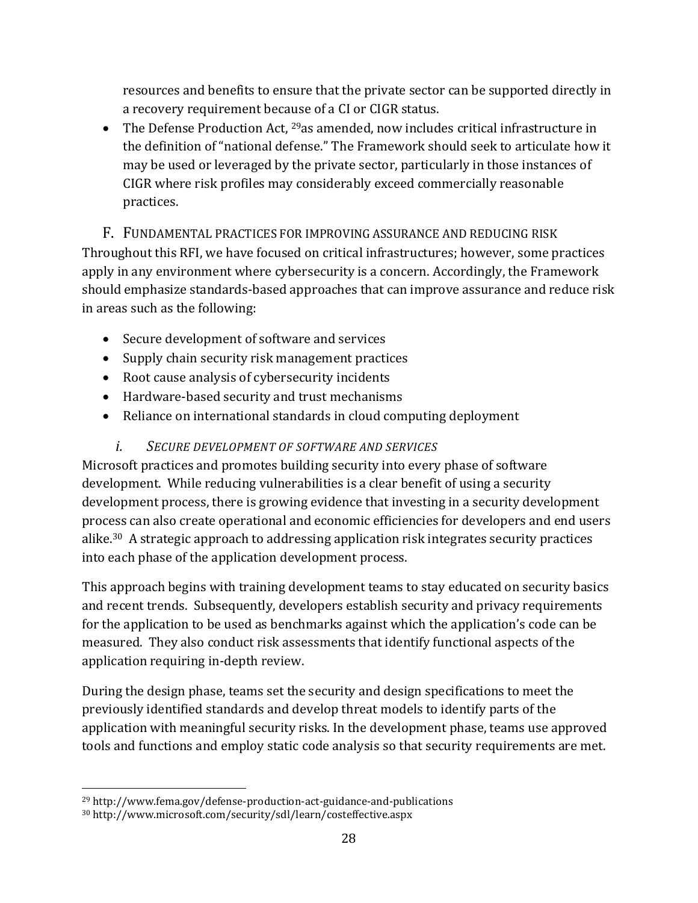resources and benefits to ensure that the private sector can be supported directly in a recovery requirement because of a CI or CIGR status.

- The Defense Production Act, [29]as amended, now includes critical infrastructure in the definition of "national defense." The Framework should seek to articulate how it may be used or leveraged by the private sector, particularly in those instances of CIGR where risk profiles may considerably exceed commercially reasonable practices.

## F. FUNDAMENTAL PRACTICES FOR IMPROVING ASSURANCE AND REDUCING RISK

Throughout this RFI, we have focused on critical infrastructures; however, some practices apply in any environment where cybersecurity is a concern. Accordingly, the Framework should emphasize standards-based approaches that can improve assurance and reduce risk in areas such as the following:

- Secure development of software and services
- Supply chain security risk management practices
- Root cause analysis of cybersecurity incidents
- Hardware-based security and trust mechanisms
- Reliance on international standards in cloud computing deployment

### *i. SECURE DEVELOPMENT OF SOFTWARE AND SERVICES*

Microsoft practices and promotes building security into every phase of software development. While reducing vulnerabilities is a clear benefit of using a security development process, there is growing evidence that investing in a security development process can also create operational and economic efficiencies for developers and end users alike.[30] A strategic approach to addressing application risk integrates security practices into each phase of the application development process.

This approach begins with training development teams to stay educated on security basics and recent trends. Subsequently, developers establish security and privacy requirements for the application to be used as benchmarks against which the application's code can be measured. They also conduct risk assessments that identify functional aspects of the application requiring in-depth review.

During the design phase, teams set the security and design specifications to meet the previously identified standards and develop threat models to identify parts of the application with meaningful security risks. In the development phase, teams use approved tools and functions and employ static code analysis so that security requirements are met.

---

[29] http://www.fema.gov/defense-production-act-guidance-and-publications

[30] http://www.microsoft.com/security/sdl/learn/costeffective.aspx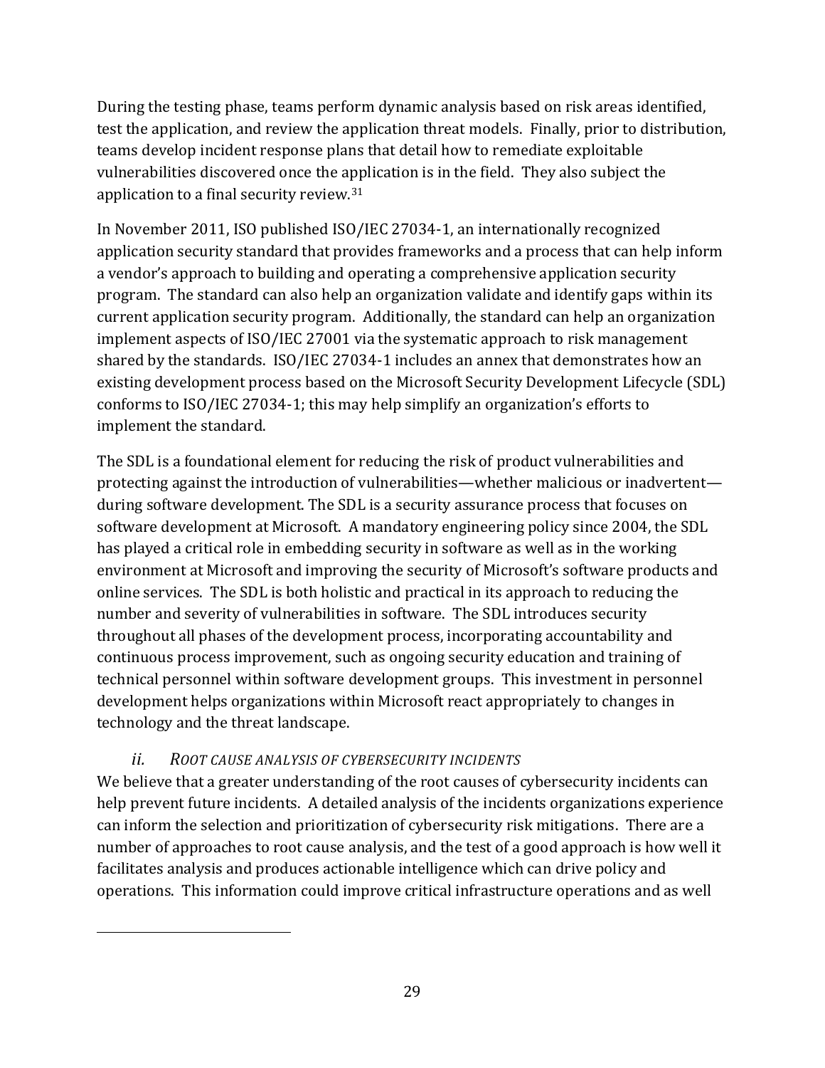During the testing phase, teams perform dynamic analysis based on risk areas identified, test the application, and review the application threat models. Finally, prior to distribution, teams develop incident response plans that detail how to remediate exploitable vulnerabilities discovered once the application is in the field. They also subject the application to a final security review.[31]

In November 2011, ISO published ISO/IEC 27034-1, an internationally recognized application security standard that provides frameworks and a process that can help inform a vendor's approach to building and operating a comprehensive application security program. The standard can also help an organization validate and identify gaps within its current application security program. Additionally, the standard can help an organization implement aspects of ISO/IEC 27001 via the systematic approach to risk management shared by the standards. ISO/IEC 27034-1 includes an annex that demonstrates how an existing development process based on the Microsoft Security Development Lifecycle (SDL) conforms to ISO/IEC 27034-1; this may help simplify an organization's efforts to implement the standard.

The SDL is a foundational element for reducing the risk of product vulnerabilities and protecting against the introduction of vulnerabilities—whether malicious or inadvertent—during software development. The SDL is a security assurance process that focuses on software development at Microsoft. A mandatory engineering policy since 2004, the SDL has played a critical role in embedding security in software as well as in the working environment at Microsoft and improving the security of Microsoft's software products and online services. The SDL is both holistic and practical in its approach to reducing the number and severity of vulnerabilities in software. The SDL introduces security throughout all phases of the development process, incorporating accountability and continuous process improvement, such as ongoing security education and training of technical personnel within software development groups. This investment in personnel development helps organizations within Microsoft react appropriately to changes in technology and the threat landscape.

### *ii. Root cause analysis of cybersecurity incidents*

We believe that a greater understanding of the root causes of cybersecurity incidents can help prevent future incidents. A detailed analysis of the incidents organizations experience can inform the selection and prioritization of cybersecurity risk mitigations. There are a number of approaches to root cause analysis, and the test of a good approach is how well it facilitates analysis and produces actionable intelligence which can drive policy and operations. This information could improve critical infrastructure operations and as well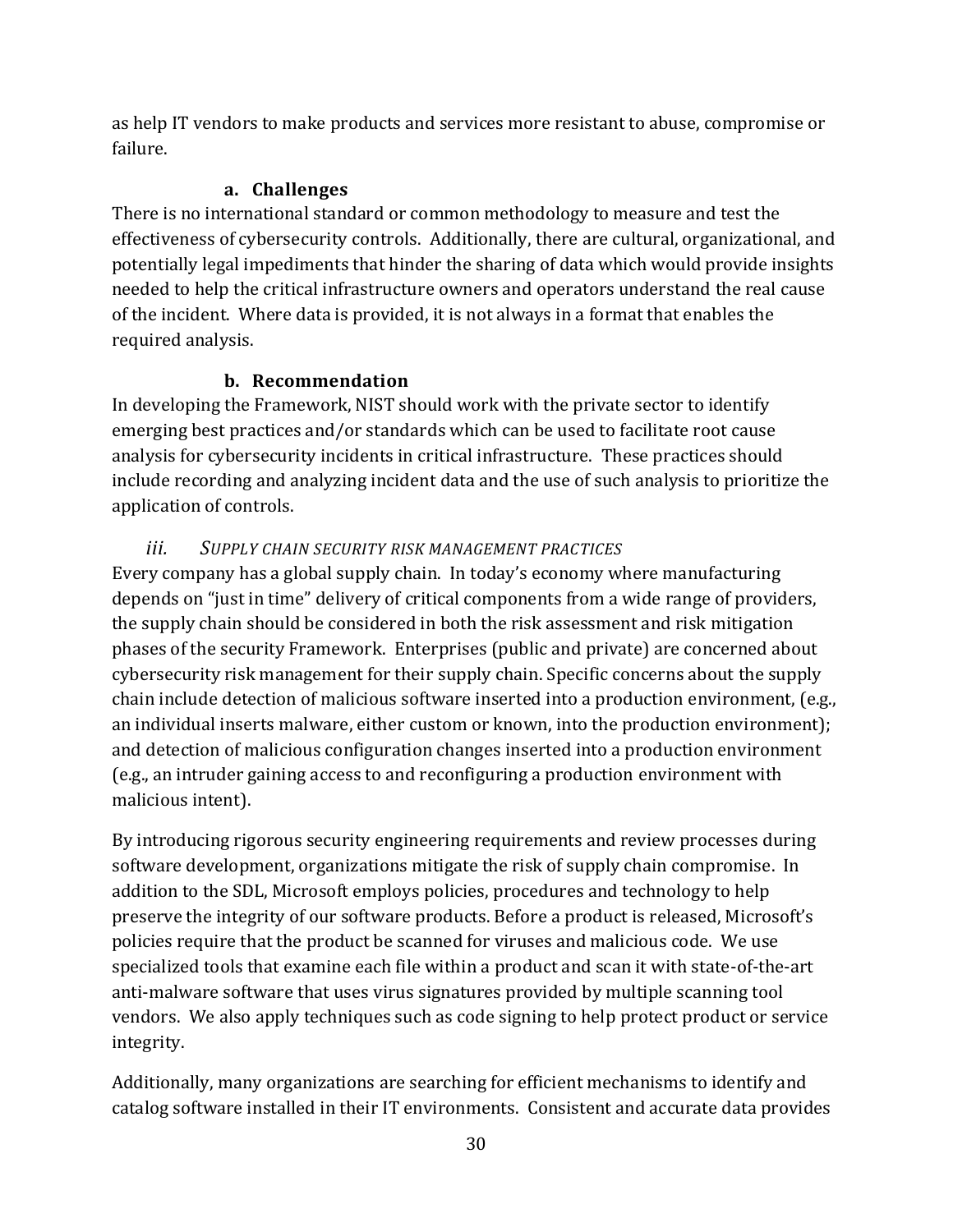as help IT vendors to make products and services more resistant to abuse, compromise or failure.

#### a. Challenges

There is no international standard or common methodology to measure and test the effectiveness of cybersecurity controls. Additionally, there are cultural, organizational, and potentially legal impediments that hinder the sharing of data which would provide insights needed to help the critical infrastructure owners and operators understand the real cause of the incident. Where data is provided, it is not always in a format that enables the required analysis.

#### b. Recommendation

In developing the Framework, NIST should work with the private sector to identify emerging best practices and/or standards which can be used to facilitate root cause analysis for cybersecurity incidents in critical infrastructure. These practices should include recording and analyzing incident data and the use of such analysis to prioritize the application of controls.

### *iii. SUPPLY CHAIN SECURITY RISK MANAGEMENT PRACTICES*

Every company has a global supply chain. In today's economy where manufacturing depends on "just in time" delivery of critical components from a wide range of providers, the supply chain should be considered in both the risk assessment and risk mitigation phases of the security Framework. Enterprises (public and private) are concerned about cybersecurity risk management for their supply chain. Specific concerns about the supply chain include detection of malicious software inserted into a production environment, (e.g., an individual inserts malware, either custom or known, into the production environment); and detection of malicious configuration changes inserted into a production environment (e.g., an intruder gaining access to and reconfiguring a production environment with malicious intent).

By introducing rigorous security engineering requirements and review processes during software development, organizations mitigate the risk of supply chain compromise. In addition to the SDL, Microsoft employs policies, procedures and technology to help preserve the integrity of our software products. Before a product is released, Microsoft's policies require that the product be scanned for viruses and malicious code. We use specialized tools that examine each file within a product and scan it with state-of-the-art anti-malware software that uses virus signatures provided by multiple scanning tool vendors. We also apply techniques such as code signing to help protect product or service integrity.

Additionally, many organizations are searching for efficient mechanisms to identify and catalog software installed in their IT environments. Consistent and accurate data provides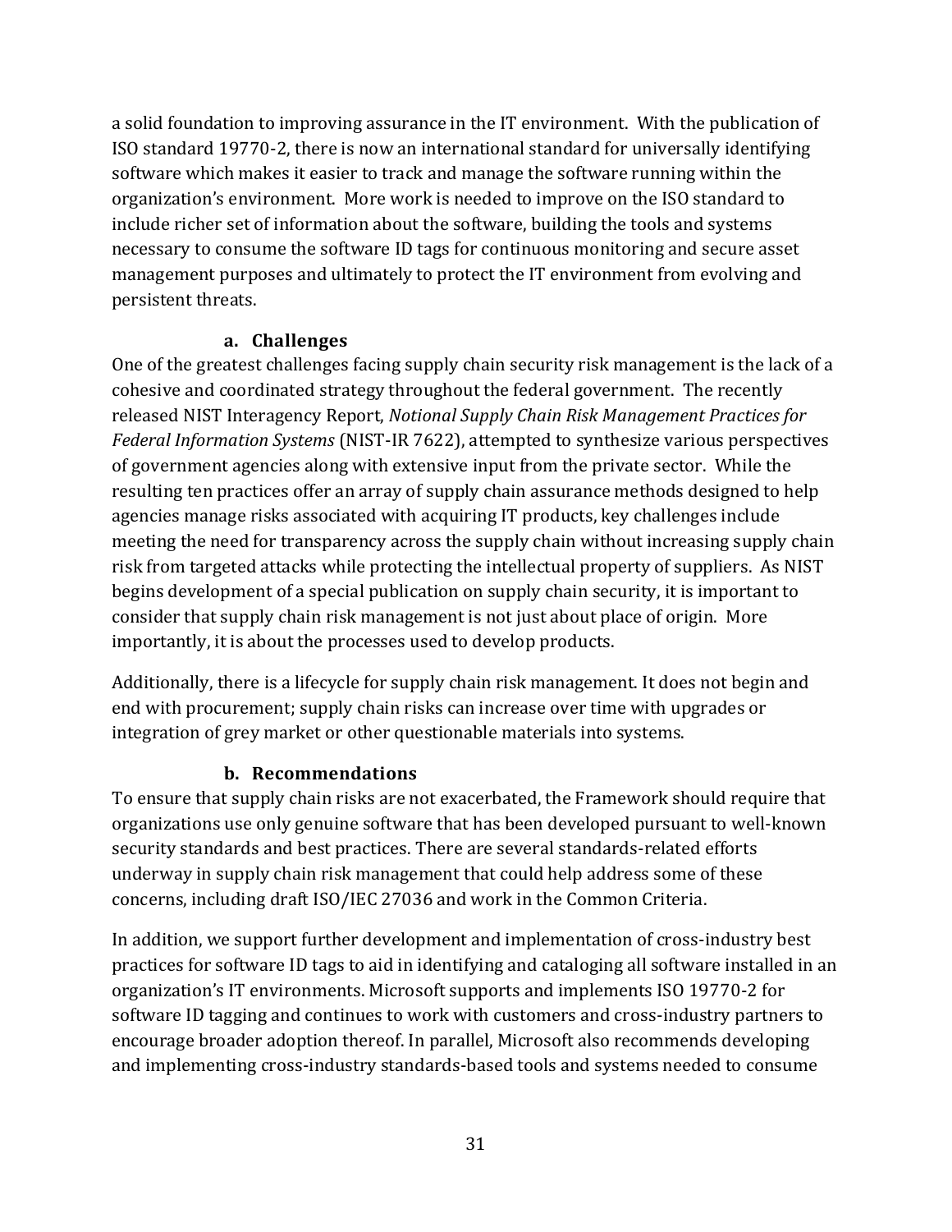a solid foundation to improving assurance in the IT environment. With the publication of ISO standard 19770-2, there is now an international standard for universally identifying software which makes it easier to track and manage the software running within the organization's environment. More work is needed to improve on the ISO standard to include richer set of information about the software, building the tools and systems necessary to consume the software ID tags for continuous monitoring and secure asset management purposes and ultimately to protect the IT environment from evolving and persistent threats.

### a. Challenges

One of the greatest challenges facing supply chain security risk management is the lack of a cohesive and coordinated strategy throughout the federal government. The recently released NIST Interagency Report, *Notional Supply Chain Risk Management Practices for Federal Information Systems* (NIST-IR 7622), attempted to synthesize various perspectives of government agencies along with extensive input from the private sector. While the resulting ten practices offer an array of supply chain assurance methods designed to help agencies manage risks associated with acquiring IT products, key challenges include meeting the need for transparency across the supply chain without increasing supply chain risk from targeted attacks while protecting the intellectual property of suppliers. As NIST begins development of a special publication on supply chain security, it is important to consider that supply chain risk management is not just about place of origin. More importantly, it is about the processes used to develop products.

Additionally, there is a lifecycle for supply chain risk management. It does not begin and end with procurement; supply chain risks can increase over time with upgrades or integration of grey market or other questionable materials into systems.

### b. Recommendations

To ensure that supply chain risks are not exacerbated, the Framework should require that organizations use only genuine software that has been developed pursuant to well-known security standards and best practices. There are several standards-related efforts underway in supply chain risk management that could help address some of these concerns, including draft ISO/IEC 27036 and work in the Common Criteria.

In addition, we support further development and implementation of cross-industry best practices for software ID tags to aid in identifying and cataloging all software installed in an organization's IT environments. Microsoft supports and implements ISO 19770-2 for software ID tagging and continues to work with customers and cross-industry partners to encourage broader adoption thereof. In parallel, Microsoft also recommends developing and implementing cross-industry standards-based tools and systems needed to consume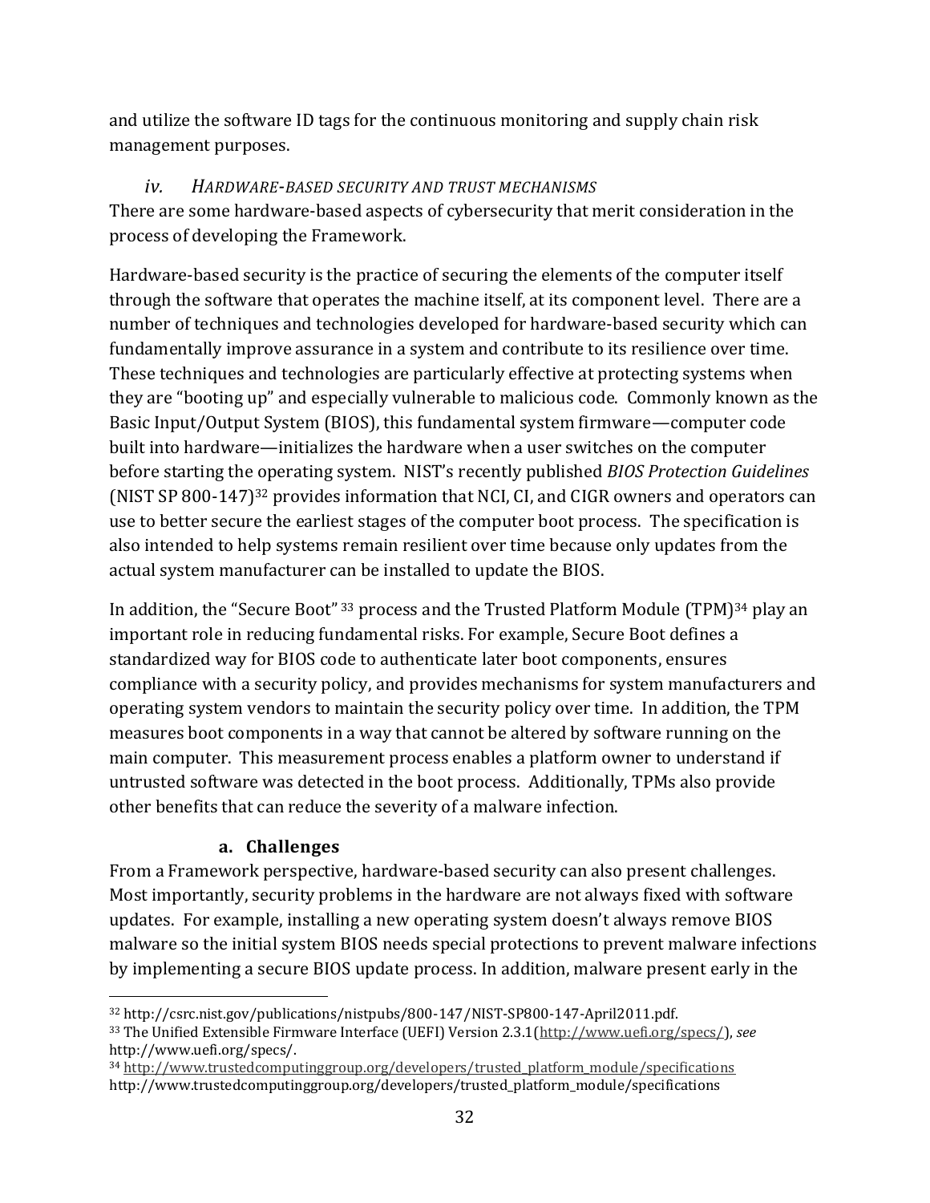and utilize the software ID tags for the continuous monitoring and supply chain risk management purposes.

### *iv. Hardware-based security and trust mechanisms*

There are some hardware-based aspects of cybersecurity that merit consideration in the process of developing the Framework.

Hardware-based security is the practice of securing the elements of the computer itself through the software that operates the machine itself, at its component level. There are a number of techniques and technologies developed for hardware-based security which can fundamentally improve assurance in a system and contribute to its resilience over time. These techniques and technologies are particularly effective at protecting systems when they are "booting up" and especially vulnerable to malicious code. Commonly known as the Basic Input/Output System (BIOS), this fundamental system firmware—computer code built into hardware—initializes the hardware when a user switches on the computer before starting the operating system. NIST's recently published *BIOS Protection Guidelines* (NIST SP 800-147)[32] provides information that NCI, CI, and CIGR owners and operators can use to better secure the earliest stages of the computer boot process. The specification is also intended to help systems remain resilient over time because only updates from the actual system manufacturer can be installed to update the BIOS.

In addition, the "Secure Boot"[33] process and the Trusted Platform Module (TPM)[34] play an important role in reducing fundamental risks. For example, Secure Boot defines a standardized way for BIOS code to authenticate later boot components, ensures compliance with a security policy, and provides mechanisms for system manufacturers and operating system vendors to maintain the security policy over time. In addition, the TPM measures boot components in a way that cannot be altered by software running on the main computer. This measurement process enables a platform owner to understand if untrusted software was detected in the boot process. Additionally, TPMs also provide other benefits that can reduce the severity of a malware infection.

#### a. Challenges

From a Framework perspective, hardware-based security can also present challenges. Most importantly, security problems in the hardware are not always fixed with software updates. For example, installing a new operating system doesn't always remove BIOS malware so the initial system BIOS needs special protections to prevent malware infections by implementing a secure BIOS update process. In addition, malware present early in the

---

[32] http://csrc.nist.gov/publications/nistpubs/800-147/NIST-SP800-147-April2011.pdf.

[33] The Unified Extensible Firmware Interface (UEFI) Version 2.3.1(http://www.uefi.org/specs/), *see* http://www.uefi.org/specs/.

[34] http://www.trustedcomputinggroup.org/developers/trusted_platform_module/specifications http://www.trustedcomputinggroup.org/developers/trusted_platform_module/specifications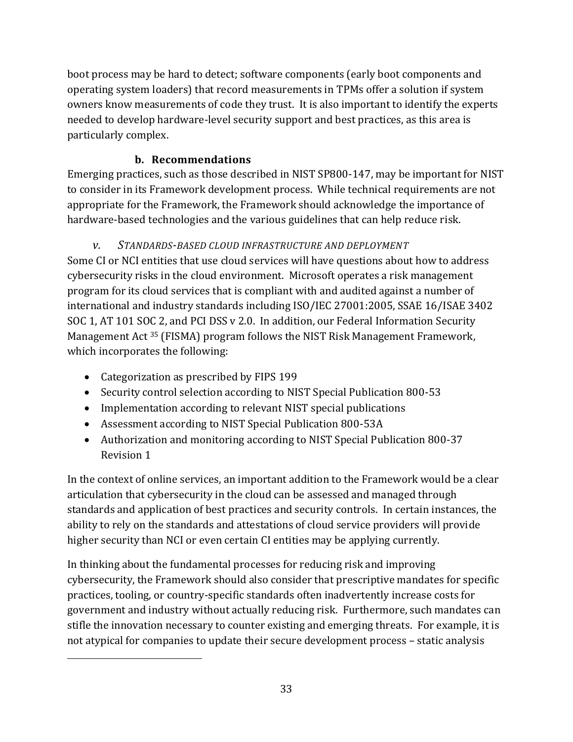boot process may be hard to detect; software components (early boot components and operating system loaders) that record measurements in TPMs offer a solution if system owners know measurements of code they trust. It is also important to identify the experts needed to develop hardware-level security support and best practices, as this area is particularly complex.

**b. Recommendations**

Emerging practices, such as those described in NIST SP800-147, may be important for NIST to consider in its Framework development process. While technical requirements are not appropriate for the Framework, the Framework should acknowledge the importance of hardware-based technologies and the various guidelines that can help reduce risk.

*v. STANDARDS-BASED CLOUD INFRASTRUCTURE AND DEPLOYMENT*

Some CI or NCI entities that use cloud services will have questions about how to address cybersecurity risks in the cloud environment. Microsoft operates a risk management program for its cloud services that is compliant with and audited against a number of international and industry standards including ISO/IEC 27001:2005, SSAE 16/ISAE 3402 SOC 1, AT 101 SOC 2, and PCI DSS v 2.0. In addition, our Federal Information Security Management Act [35] (FISMA) program follows the NIST Risk Management Framework, which incorporates the following:

- Categorization as prescribed by FIPS 199
- Security control selection according to NIST Special Publication 800-53
- Implementation according to relevant NIST special publications
- Assessment according to NIST Special Publication 800-53A
- Authorization and monitoring according to NIST Special Publication 800-37 Revision 1

In the context of online services, an important addition to the Framework would be a clear articulation that cybersecurity in the cloud can be assessed and managed through standards and application of best practices and security controls. In certain instances, the ability to rely on the standards and attestations of cloud service providers will provide higher security than NCI or even certain CI entities may be applying currently.

In thinking about the fundamental processes for reducing risk and improving cybersecurity, the Framework should also consider that prescriptive mandates for specific practices, tooling, or country-specific standards often inadvertently increase costs for government and industry without actually reducing risk. Furthermore, such mandates can stifle the innovation necessary to counter existing and emerging threats. For example, it is not atypical for companies to update their secure development process – static analysis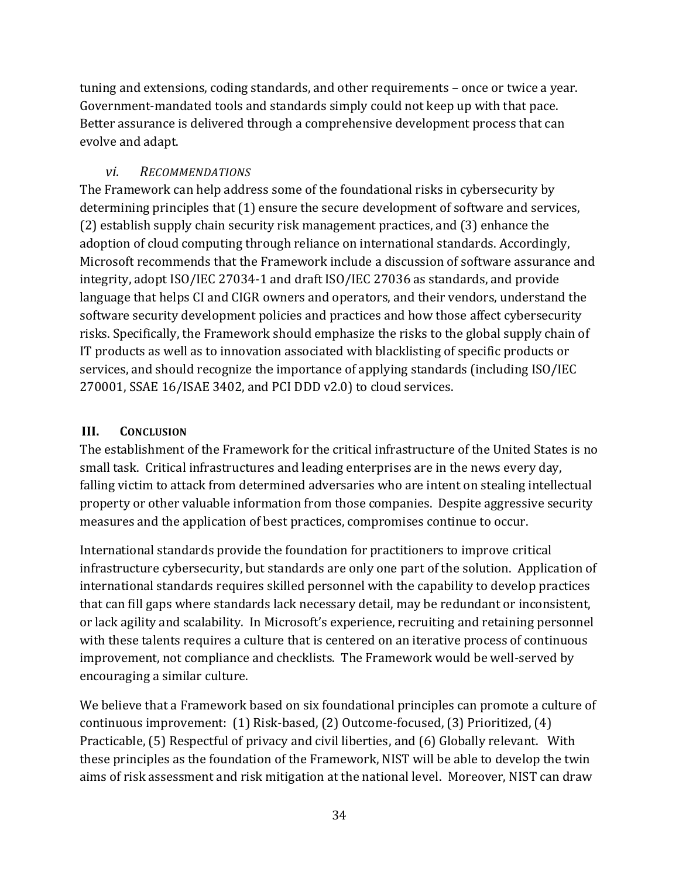tuning and extensions, coding standards, and other requirements – once or twice a year. Government-mandated tools and standards simply could not keep up with that pace. Better assurance is delivered through a comprehensive development process that can evolve and adapt.

### *vi. Recommendations*

The Framework can help address some of the foundational risks in cybersecurity by determining principles that (1) ensure the secure development of software and services, (2) establish supply chain security risk management practices, and (3) enhance the adoption of cloud computing through reliance on international standards. Accordingly, Microsoft recommends that the Framework include a discussion of software assurance and integrity, adopt ISO/IEC 27034-1 and draft ISO/IEC 27036 as standards, and provide language that helps CI and CIGR owners and operators, and their vendors, understand the software security development policies and practices and how those affect cybersecurity risks. Specifically, the Framework should emphasize the risks to the global supply chain of IT products as well as to innovation associated with blacklisting of specific products or services, and should recognize the importance of applying standards (including ISO/IEC 270001, SSAE 16/ISAE 3402, and PCI DDD v2.0) to cloud services.

## III. Conclusion

The establishment of the Framework for the critical infrastructure of the United States is no small task. Critical infrastructures and leading enterprises are in the news every day, falling victim to attack from determined adversaries who are intent on stealing intellectual property or other valuable information from those companies. Despite aggressive security measures and the application of best practices, compromises continue to occur.

International standards provide the foundation for practitioners to improve critical infrastructure cybersecurity, but standards are only one part of the solution. Application of international standards requires skilled personnel with the capability to develop practices that can fill gaps where standards lack necessary detail, may be redundant or inconsistent, or lack agility and scalability. In Microsoft's experience, recruiting and retaining personnel with these talents requires a culture that is centered on an iterative process of continuous improvement, not compliance and checklists. The Framework would be well-served by encouraging a similar culture.

We believe that a Framework based on six foundational principles can promote a culture of continuous improvement: (1) Risk-based, (2) Outcome-focused, (3) Prioritized, (4) Practicable, (5) Respectful of privacy and civil liberties, and (6) Globally relevant. With these principles as the foundation of the Framework, NIST will be able to develop the twin aims of risk assessment and risk mitigation at the national level. Moreover, NIST can draw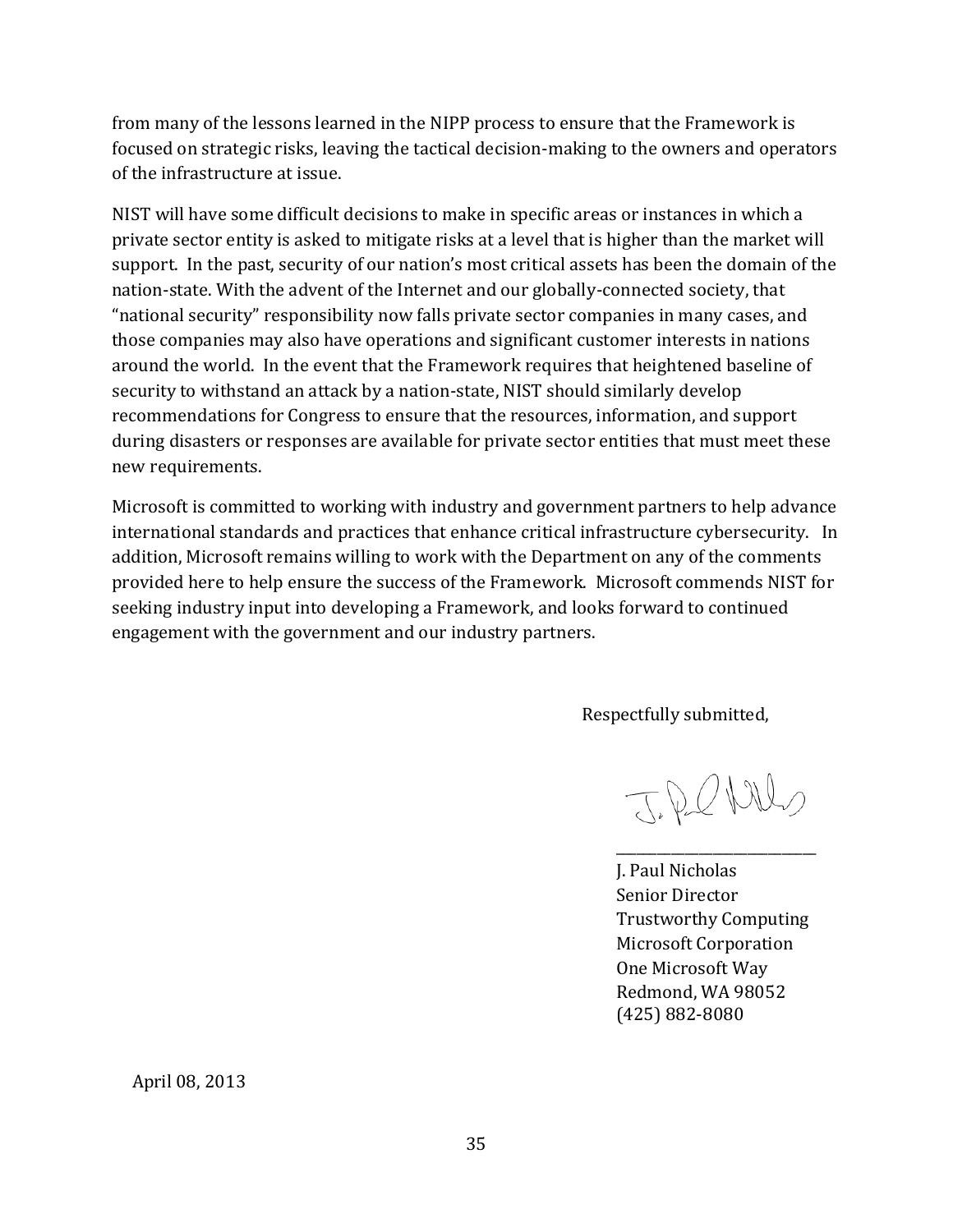from many of the lessons learned in the NIPP process to ensure that the Framework is focused on strategic risks, leaving the tactical decision-making to the owners and operators of the infrastructure at issue.

NIST will have some difficult decisions to make in specific areas or instances in which a private sector entity is asked to mitigate risks at a level that is higher than the market will support. In the past, security of our nation's most critical assets has been the domain of the nation-state. With the advent of the Internet and our globally-connected society, that "national security" responsibility now falls private sector companies in many cases, and those companies may also have operations and significant customer interests in nations around the world. In the event that the Framework requires that heightened baseline of security to withstand an attack by a nation-state, NIST should similarly develop recommendations for Congress to ensure that the resources, information, and support during disasters or responses are available for private sector entities that must meet these new requirements.

Microsoft is committed to working with industry and government partners to help advance international standards and practices that enhance critical infrastructure cybersecurity. In addition, Microsoft remains willing to work with the Department on any of the comments provided here to help ensure the success of the Framework. Microsoft commends NIST for seeking industry input into developing a Framework, and looks forward to continued engagement with the government and our industry partners.

Respectfully submitted,

J. Paul Nicholas
Senior Director
Trustworthy Computing
Microsoft Corporation
One Microsoft Way
Redmond, WA 98052
(425) 882-8080

April 08, 2013